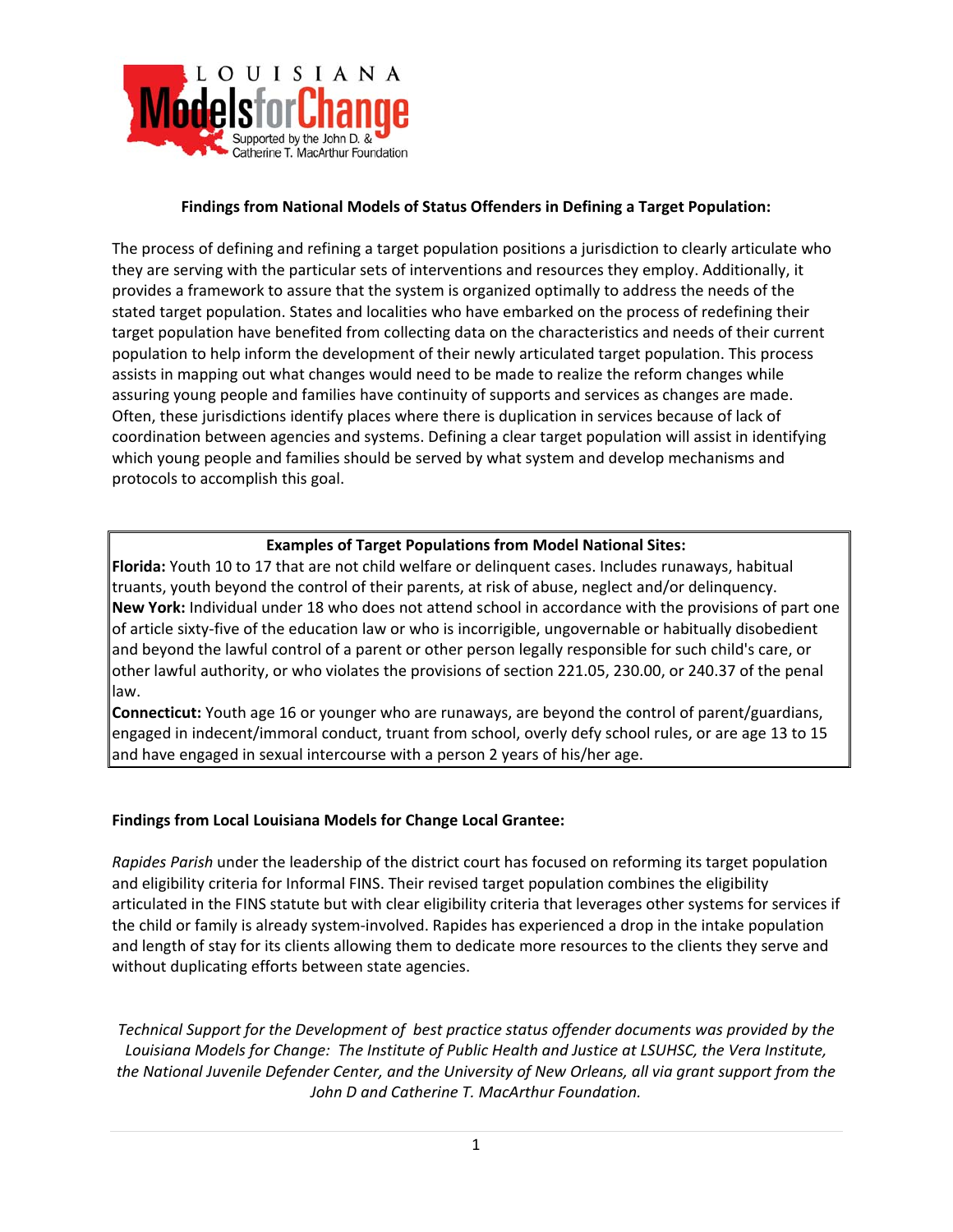LOUISIANA Models for Change

Supported by the John D. & Catherine T. MacArthur Foundation

**Findings from National Models of Status Offenders in Defining a Target Population:**

The process of defining and refining a target population positions a jurisdiction to clearly articulate who they are serving with the particular sets of interventions and resources they employ. Additionally, it provides a framework to assure that the system is organized optimally to address the needs of the stated target population. States and localities who have embarked on the process of redefining their target population have benefited from collecting data on the characteristics and needs of their current population to help inform the development of their newly articulated target population. This process assists in mapping out what changes would need to be made to realize the reform changes while assuring young people and families have continuity of supports and services as changes are made. Often, these jurisdictions identify places where there is duplication in services because of lack of coordination between agencies and systems. Defining a clear target population will assist in identifying which young people and families should be served by what system and develop mechanisms and protocols to accomplish this goal.

**Examples of Target Populations from Model National Sites:**

**Florida:** Youth 10 to 17 that are not child welfare or delinquent cases. Includes runaways, habitual truants, youth beyond the control of their parents, at risk of abuse, neglect and/or delinquency.

**New York:** Individual under 18 who does not attend school in accordance with the provisions of part one of article sixty-five of the education law or who is incorrigible, ungovernable or habitually disobedient and beyond the lawful control of a parent or other person legally responsible for such child's care, or other lawful authority, or who violates the provisions of section 221.05, 230.00, or 240.37 of the penal law.

**Connecticut:** Youth age 16 or younger who are runaways, are beyond the control of parent/guardians, engaged in indecent/immoral conduct, truant from school, overly defy school rules, or are age 13 to 15 and have engaged in sexual intercourse with a person 2 years of his/her age.

**Findings from Local Louisiana Models for Change Local Grantee:**

*Rapides Parish* under the leadership of the district court has focused on reforming its target population and eligibility criteria for Informal FINS. Their revised target population combines the eligibility articulated in the FINS statute but with clear eligibility criteria that leverages other systems for services if the child or family is already system-involved. Rapides has experienced a drop in the intake population and length of stay for its clients allowing them to dedicate more resources to the clients they serve and without duplicating efforts between state agencies.

*Technical Support for the Development of best practice status offender documents was provided by the Louisiana Models for Change: The Institute of Public Health and Justice at LSUHSC, the Vera Institute, the National Juvenile Defender Center, and the University of New Orleans, all via grant support from the John D and Catherine T. MacArthur Foundation.*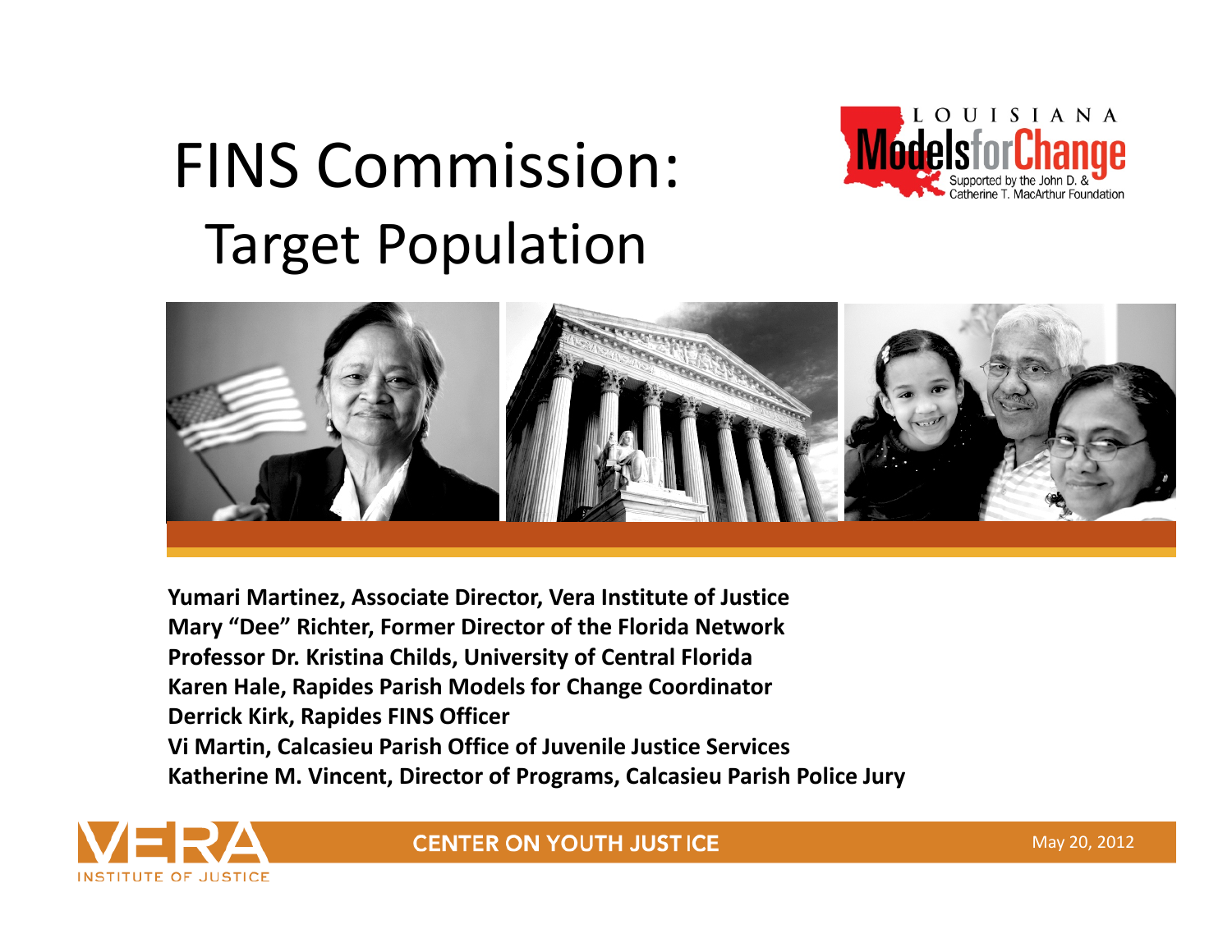# FINS Commission:
## Target Population

LOUISIANA Models for Change — Supported by the John D. & Catherine T. MacArthur Foundation

**Yumari Martinez, Associate Director, Vera Institute of Justice**
**Mary "Dee" Richter, Former Director of the Florida Network**
**Professor Dr. Kristina Childs, University of Central Florida**
**Karen Hale, Rapides Parish Models for Change Coordinator**
**Derrick Kirk, Rapides FINS Officer**
**Vi Martin, Calcasieu Parish Office of Juvenile Justice Services**
**Katherine M. Vincent, Director of Programs, Calcasieu Parish Police Jury**

VERA INSTITUTE OF JUSTICE

**CENTER ON YOUTH JUSTICE**

May 20, 2012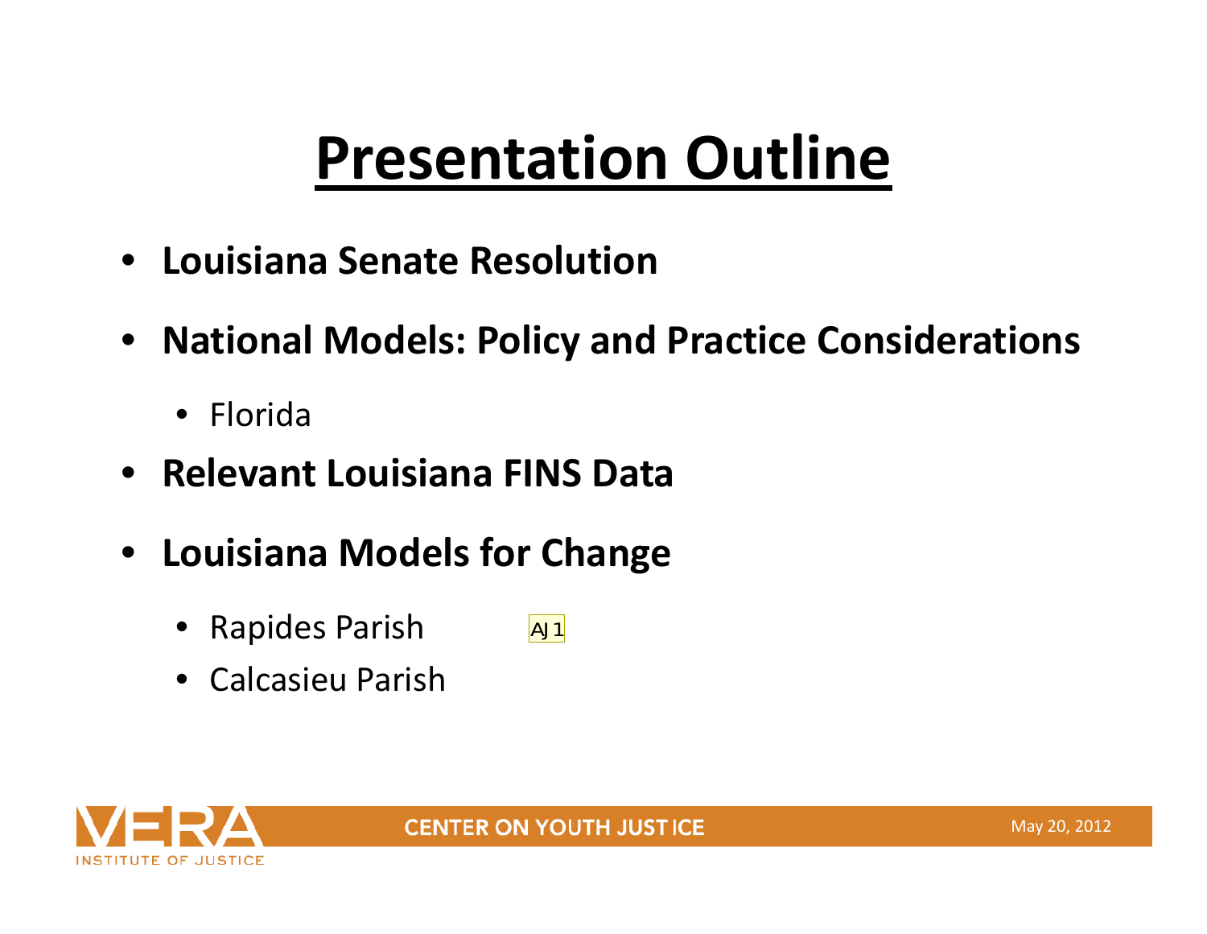# Presentation Outline

- **Louisiana Senate Resolution**
- **National Models: Policy and Practice Considerations**
  - Florida
- **Relevant Louisiana FINS Data**
- **Louisiana Models for Change**
  - Rapides Parish
  - Calcasieu Parish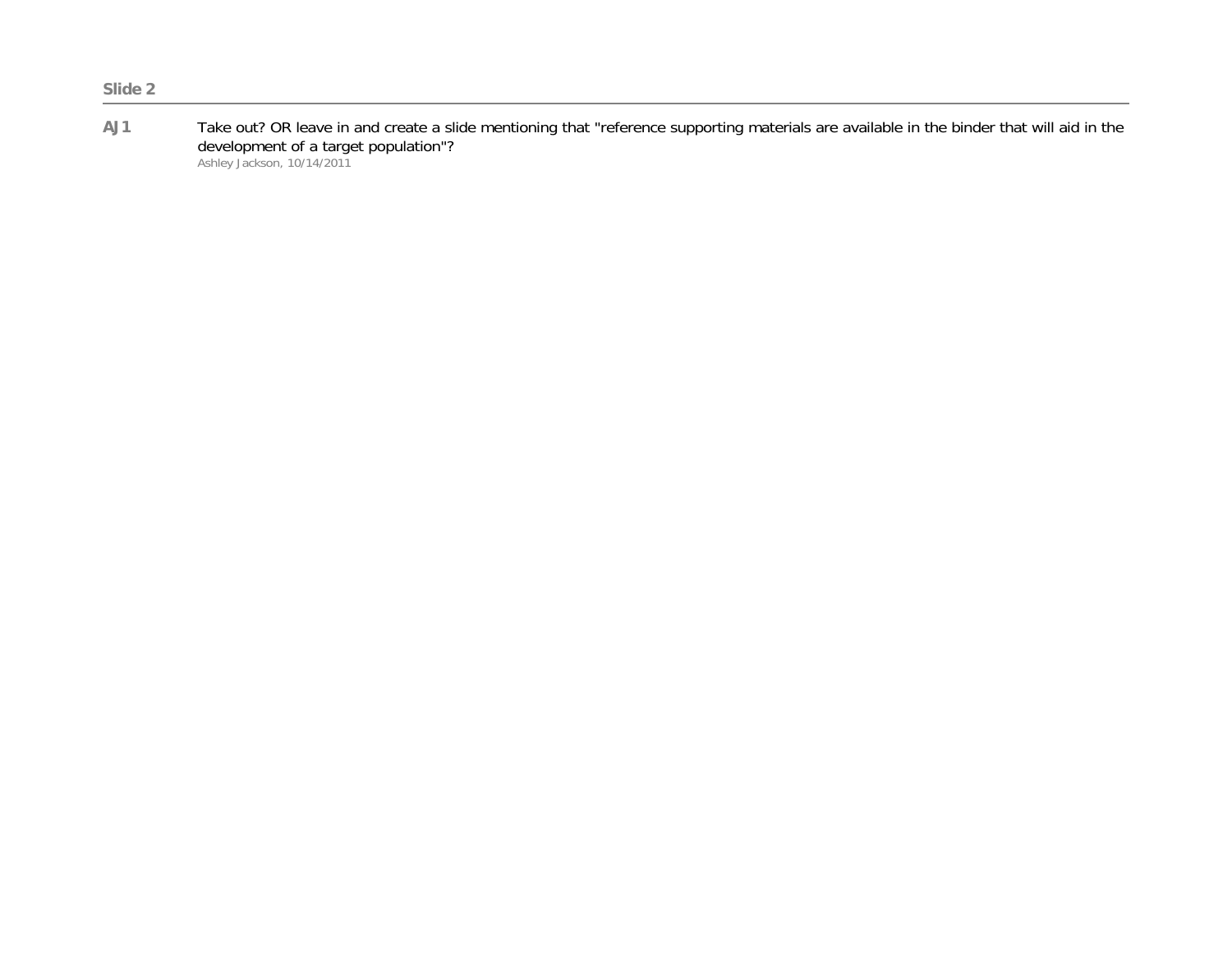**Slide 2**

---

**AJ1** Take out? OR leave in and create a slide mentioning that "reference supporting materials are available in the binder that will aid in the development of a target population"?

Ashley Jackson, 10/14/2011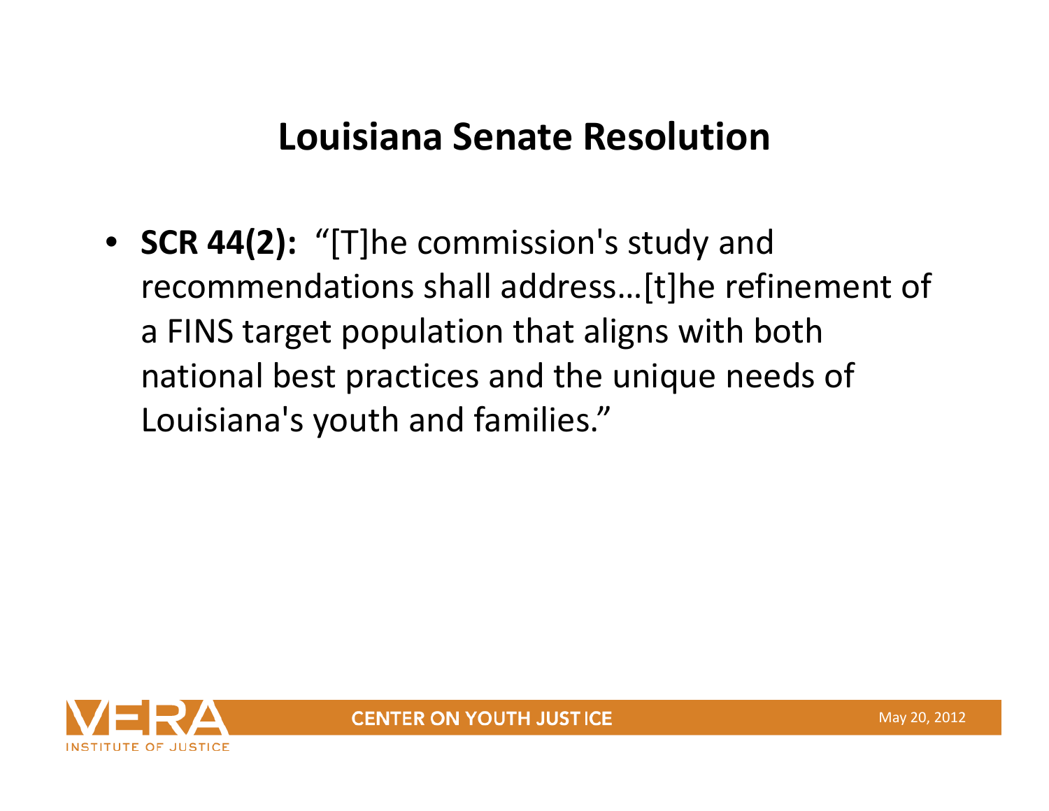# Louisiana Senate Resolution

- **SCR 44(2):** "[T]he commission's study and recommendations shall address…[t]he refinement of a FINS target population that aligns with both national best practices and the unique needs of Louisiana's youth and families."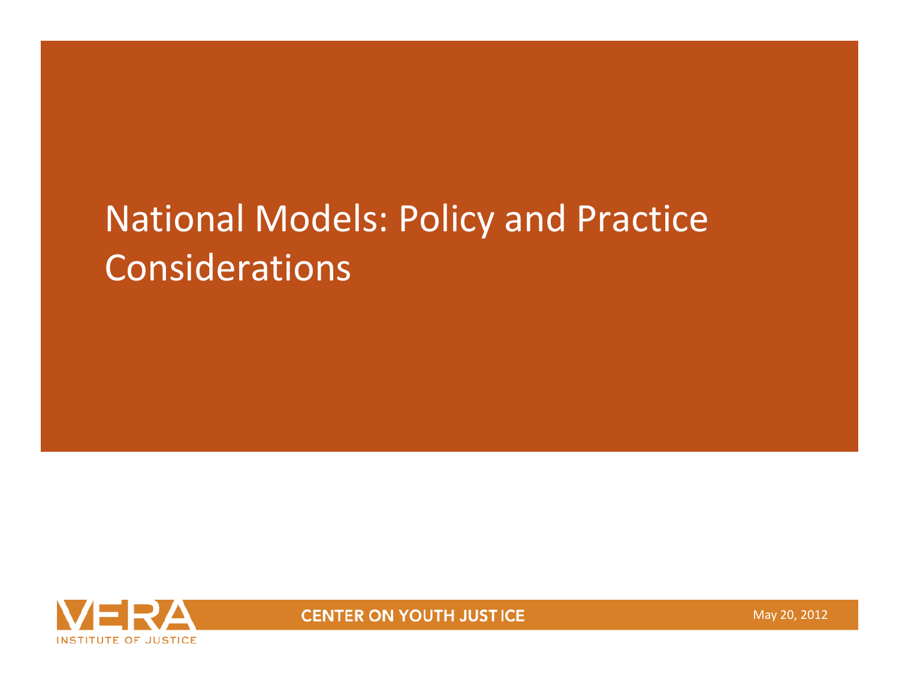# National Models: Policy and Practice Considerations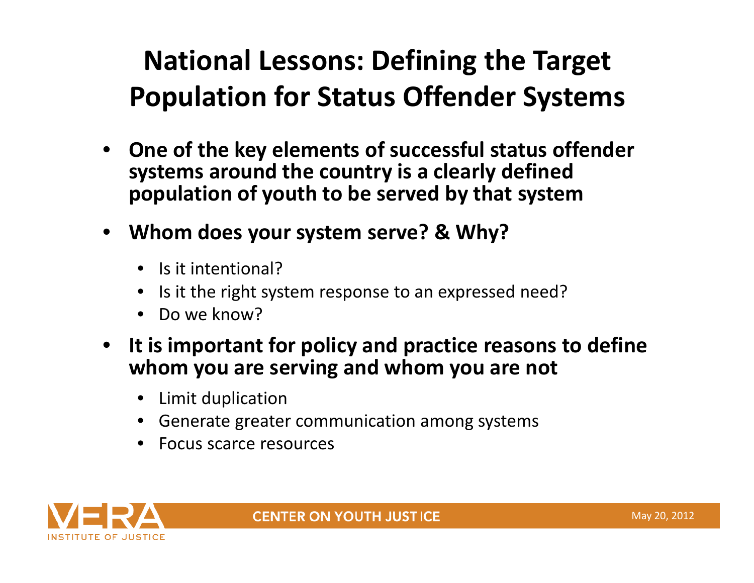# National Lessons: Defining the Target Population for Status Offender Systems

- **One of the key elements of successful status offender systems around the country is a clearly defined population of youth to be served by that system**
- **Whom does your system serve? & Why?**
  - Is it intentional?
  - Is it the right system response to an expressed need?
  - Do we know?
- **It is important for policy and practice reasons to define whom you are serving and whom you are not**
  - Limit duplication
  - Generate greater communication among systems
  - Focus scarce resources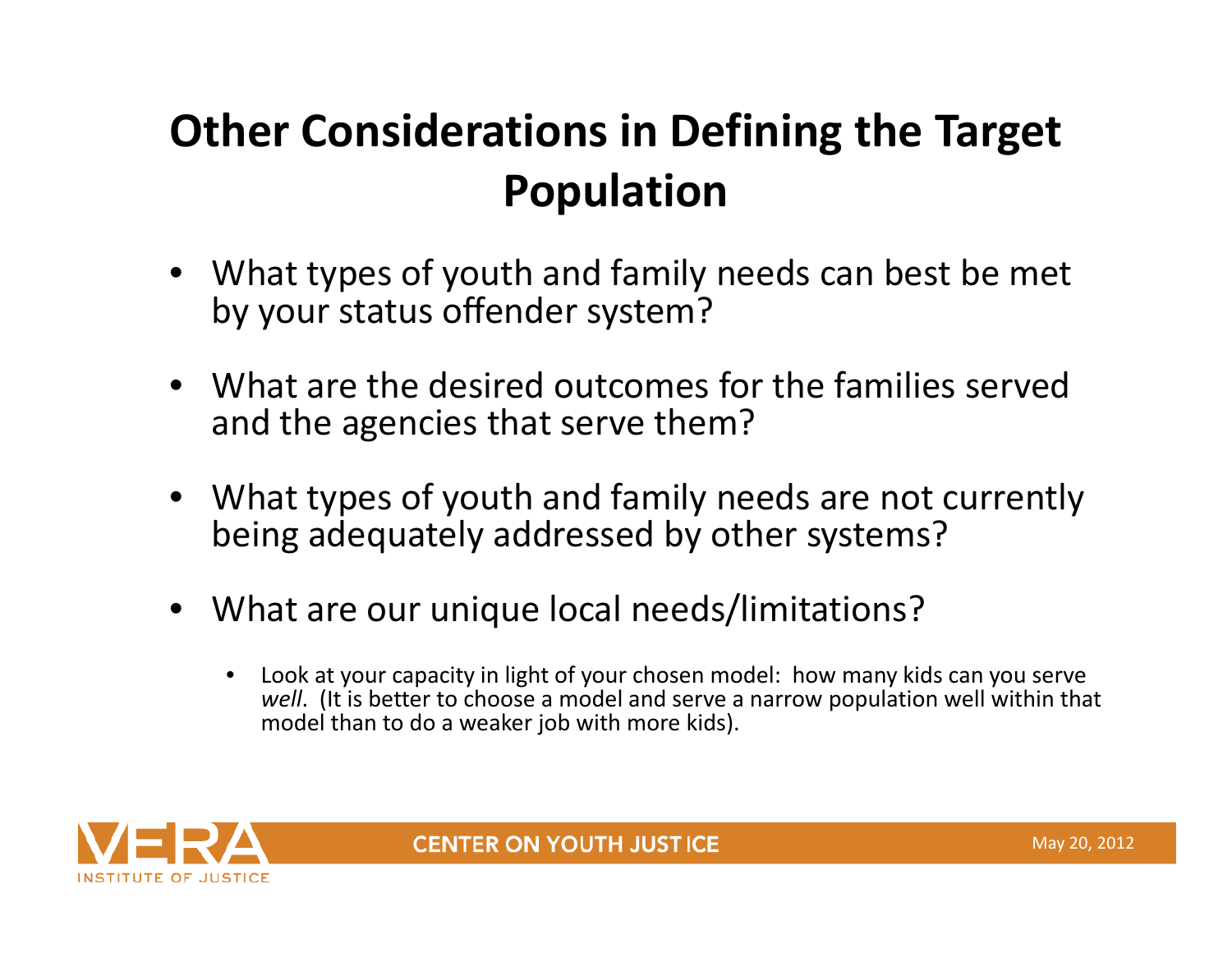# Other Considerations in Defining the Target Population

- What types of youth and family needs can best be met by your status offender system?
- What are the desired outcomes for the families served and the agencies that serve them?
- What types of youth and family needs are not currently being adequately addressed by other systems?
- What are our unique local needs/limitations?
  - Look at your capacity in light of your chosen model: how many kids can you serve *well*. (It is better to choose a model and serve a narrow population well within that model than to do a weaker job with more kids).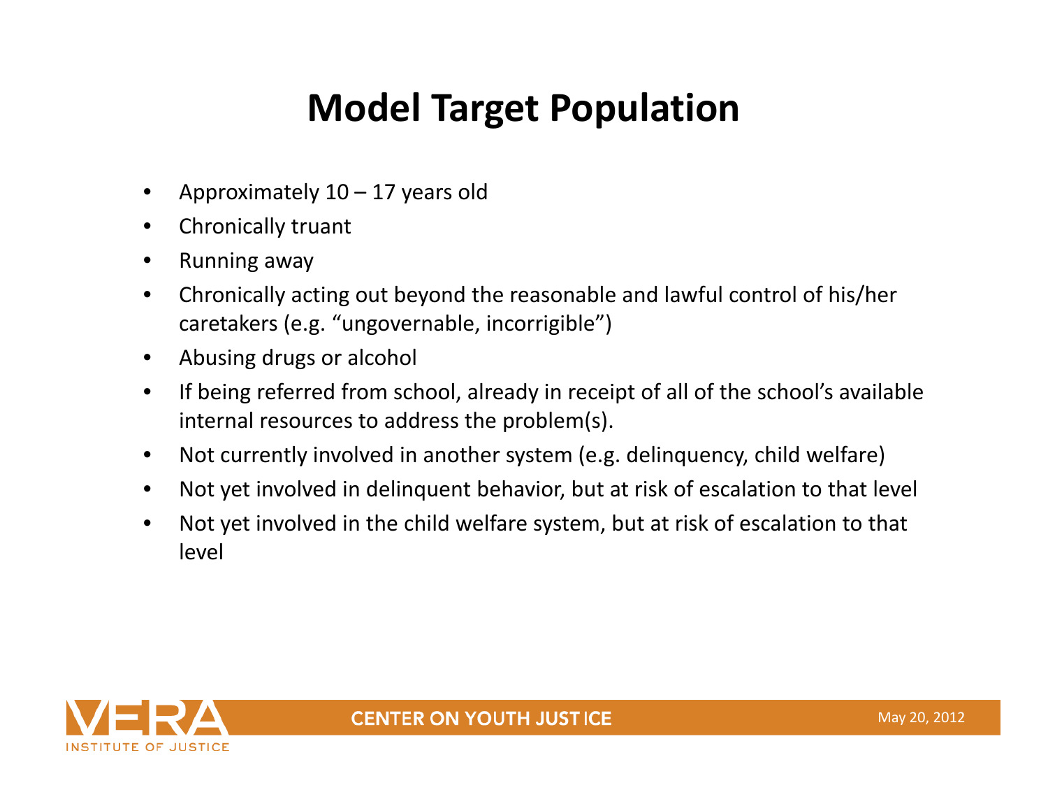# Model Target Population

- Approximately 10 – 17 years old
- Chronically truant
- Running away
- Chronically acting out beyond the reasonable and lawful control of his/her caretakers (e.g. "ungovernable, incorrigible")
- Abusing drugs or alcohol
- If being referred from school, already in receipt of all of the school's available internal resources to address the problem(s).
- Not currently involved in another system (e.g. delinquency, child welfare)
- Not yet involved in delinquent behavior, but at risk of escalation to that level
- Not yet involved in the child welfare system, but at risk of escalation to that level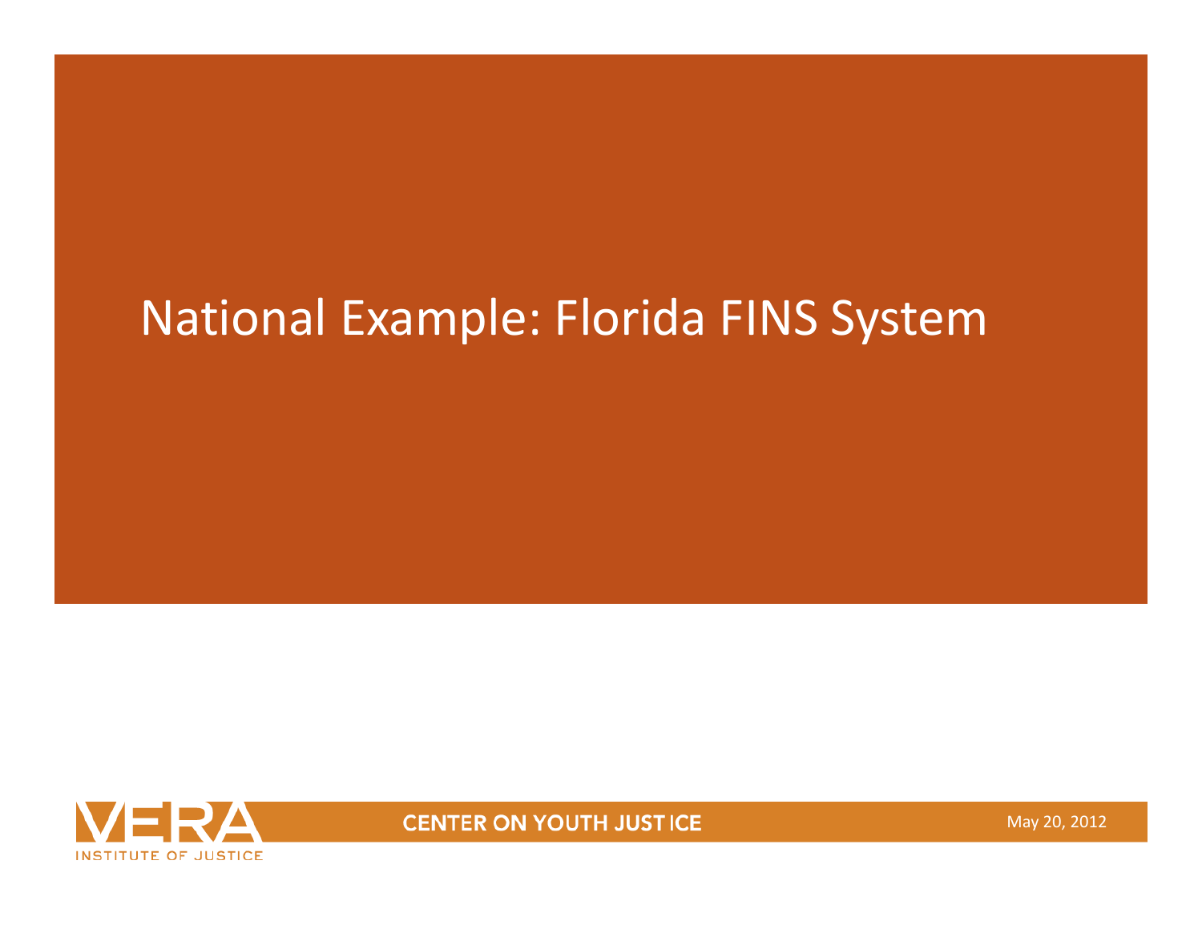# National Example: Florida FINS System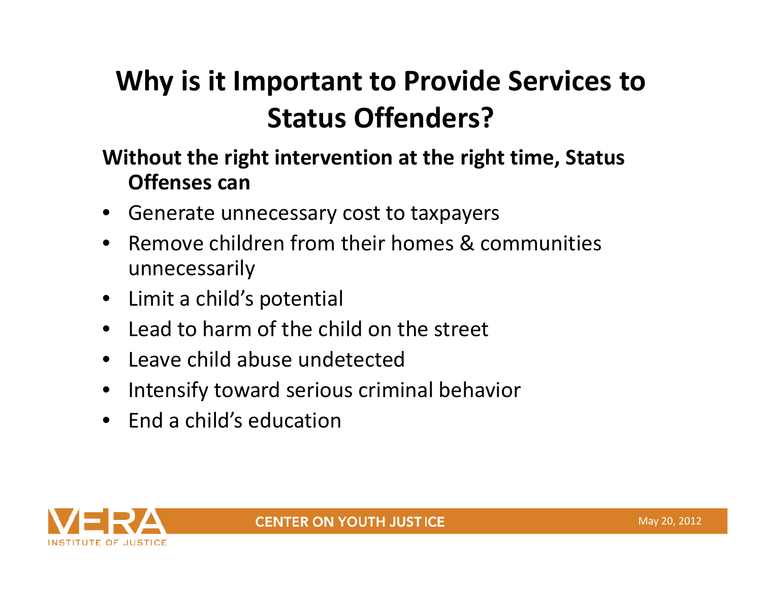# Why is it Important to Provide Services to Status Offenders?

**Without the right intervention at the right time, Status Offenses can**

- Generate unnecessary cost to taxpayers
- Remove children from their homes & communities unnecessarily
- Limit a child's potential
- Lead to harm of the child on the street
- Leave child abuse undetected
- Intensify toward serious criminal behavior
- End a child's education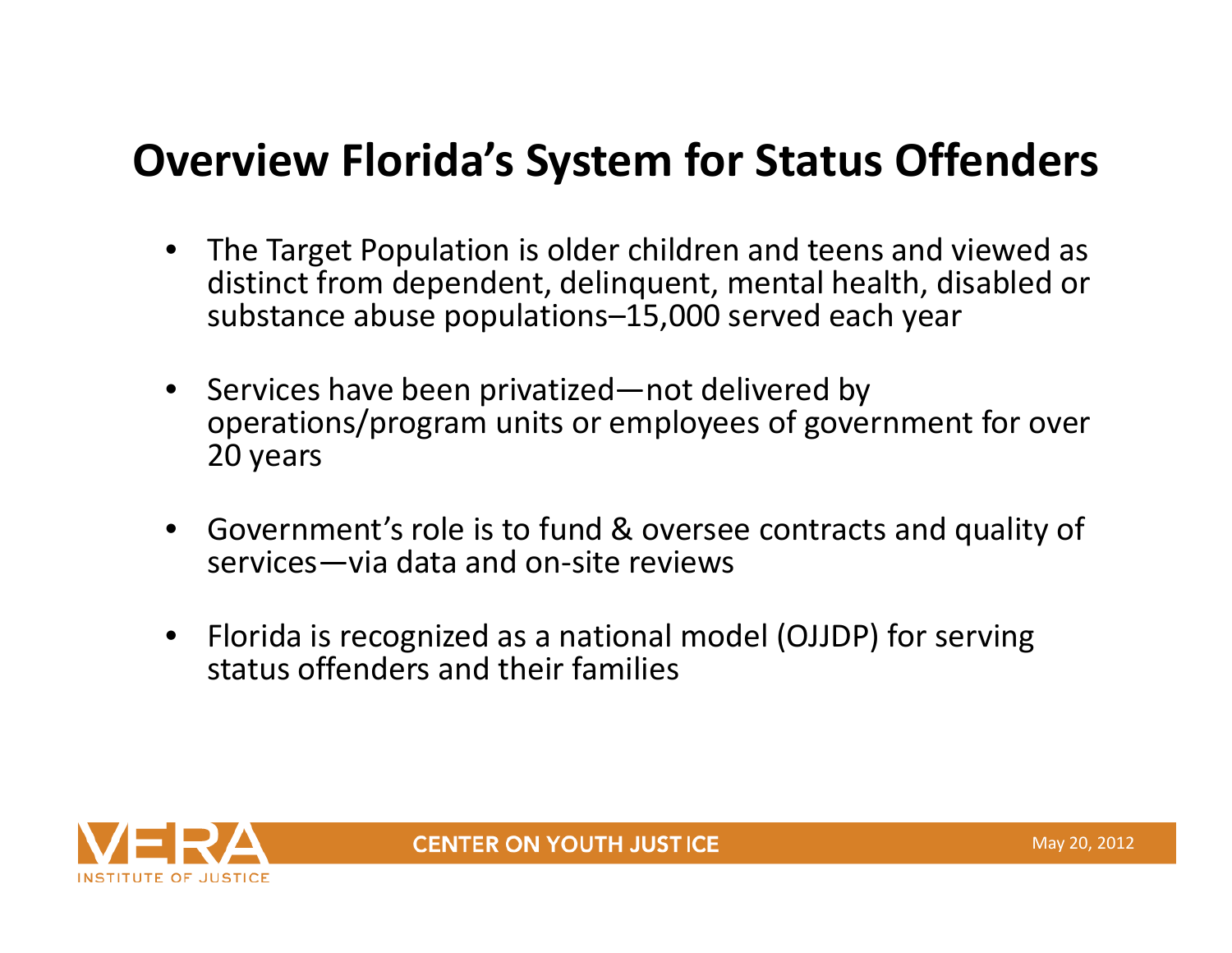# Overview Florida's System for Status Offenders

- The Target Population is older children and teens and viewed as distinct from dependent, delinquent, mental health, disabled or substance abuse populations–15,000 served each year
- Services have been privatized—not delivered by operations/program units or employees of government for over 20 years
- Government's role is to fund & oversee contracts and quality of services—via data and on-site reviews
- Florida is recognized as a national model (OJJDP) for serving status offenders and their families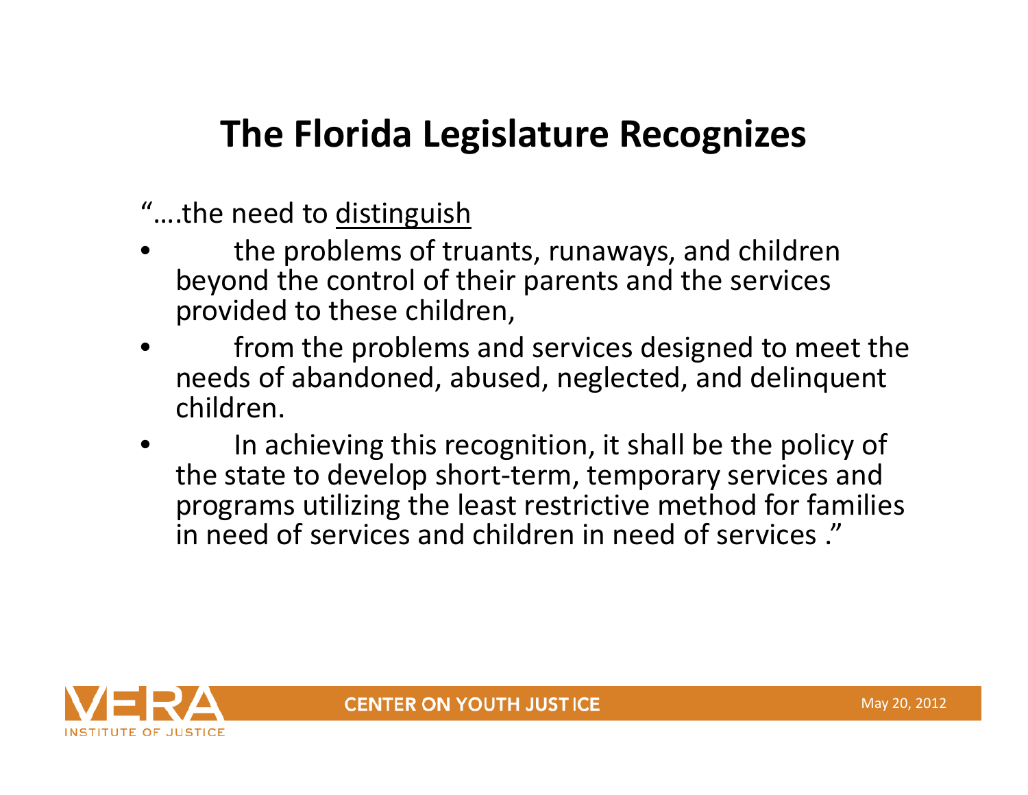# The Florida Legislature Recognizes

"….the need to <u>distinguish</u>

- the problems of truants, runaways, and children beyond the control of their parents and the services provided to these children,
- from the problems and services designed to meet the needs of abandoned, abused, neglected, and delinquent children.
- In achieving this recognition, it shall be the policy of the state to develop short-term, temporary services and programs utilizing the least restrictive method for families in need of services and children in need of services ."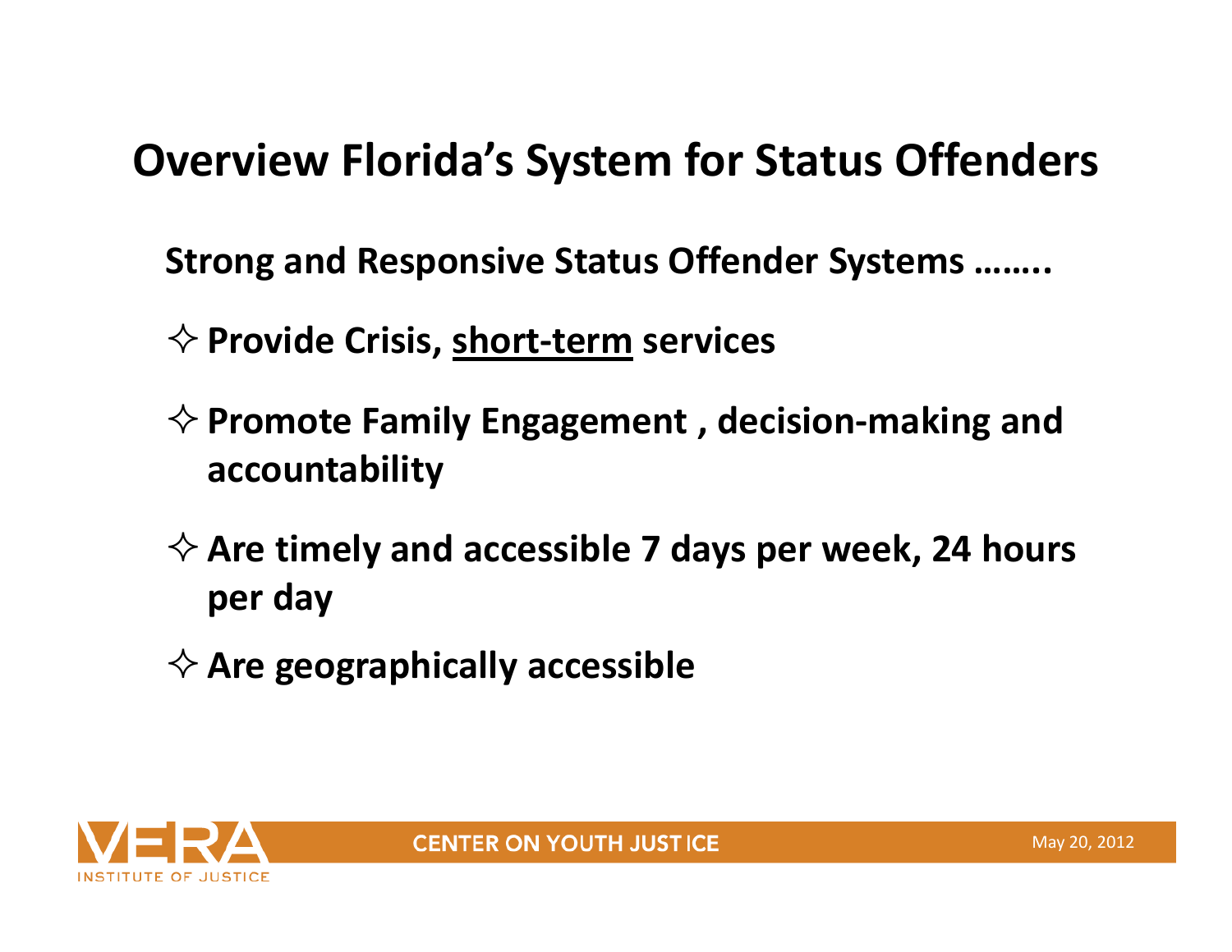# Overview Florida's System for Status Offenders

**Strong and Responsive Status Offender Systems ……..**

- ✧ **Provide Crisis, <u>short-term</u> services**
- ✧ **Promote Family Engagement , decision-making and accountability**
- ✧ **Are timely and accessible 7 days per week, 24 hours per day**
- ✧ **Are geographically accessible**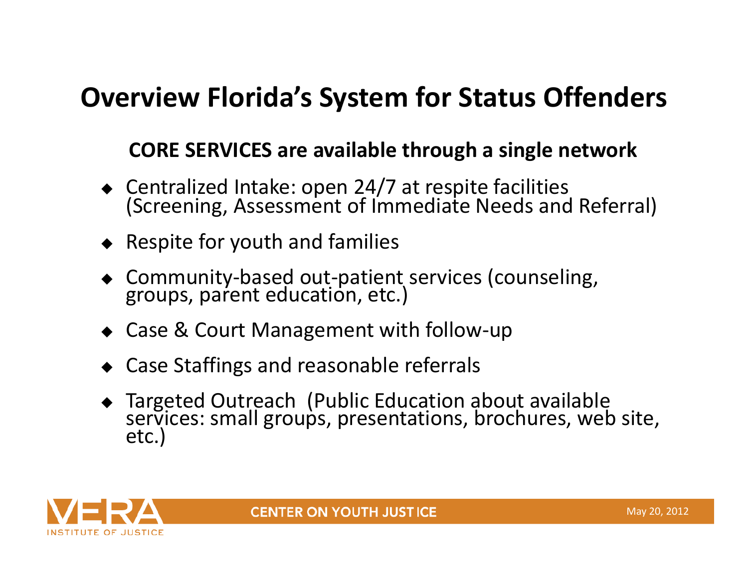# Overview Florida's System for Status Offenders

**CORE SERVICES are available through a single network**

- Centralized Intake: open 24/7 at respite facilities (Screening, Assessment of Immediate Needs and Referral)
- Respite for youth and families
- Community-based out-patient services (counseling, groups, parent education, etc.)
- Case & Court Management with follow-up
- Case Staffings and reasonable referrals
- Targeted Outreach (Public Education about available services: small groups, presentations, brochures, web site, etc.)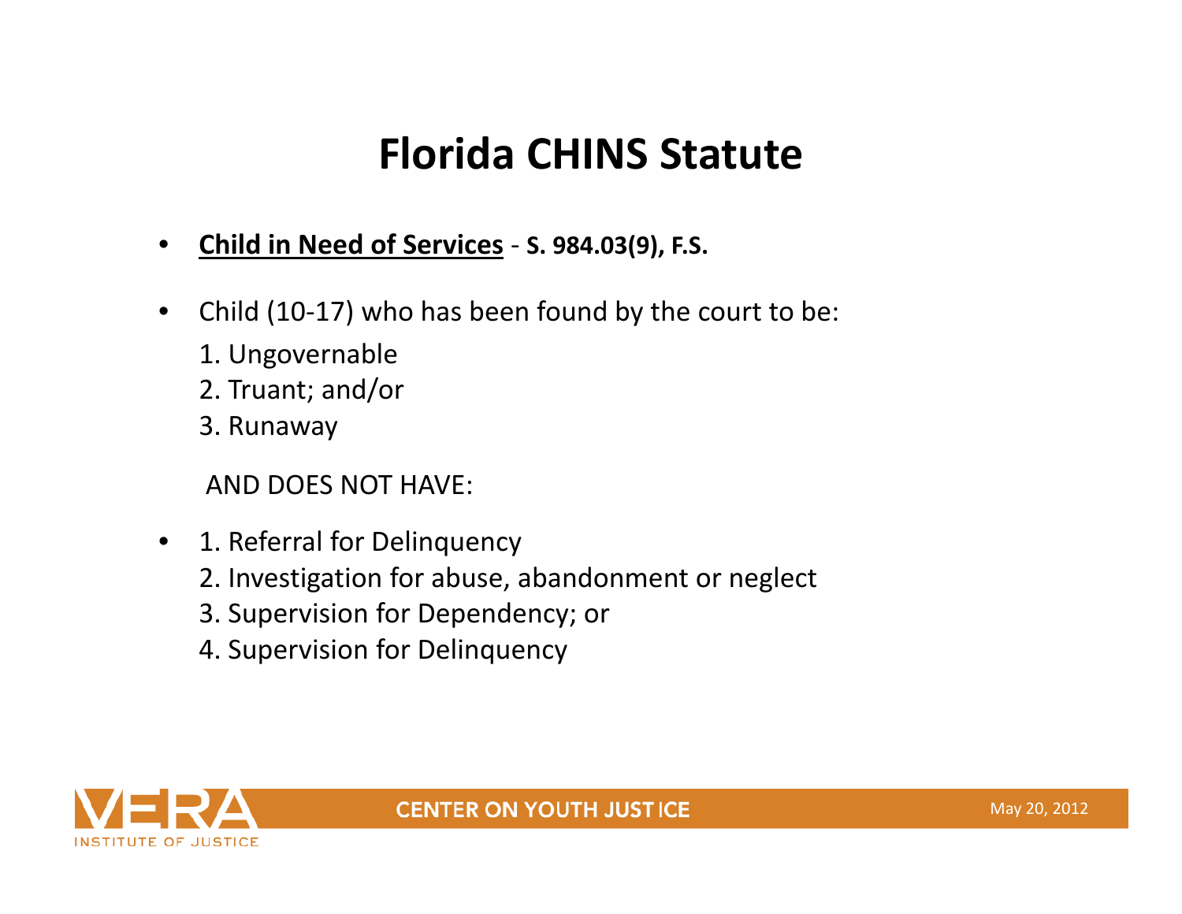# Florida CHINS Statute

- **<u>Child in Need of Services</u>** - **S. 984.03(9), F.S.**
- Child (10-17) who has been found by the court to be:
  1. Ungovernable
  2. Truant; and/or
  3. Runaway

  AND DOES NOT HAVE:

- 1. Referral for Delinquency
  2. Investigation for abuse, abandonment or neglect
  3. Supervision for Dependency; or
  4. Supervision for Delinquency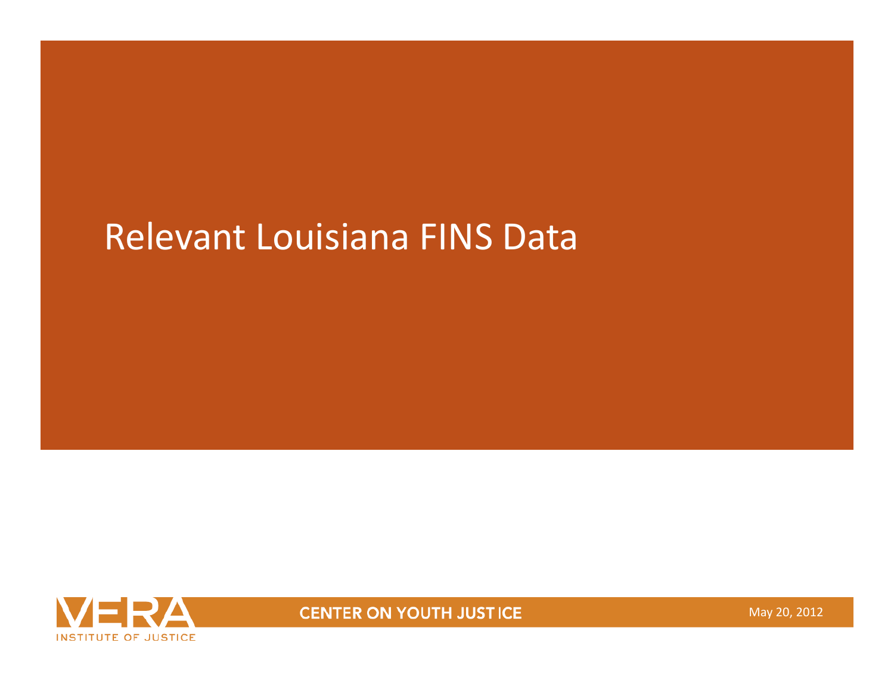# Relevant Louisiana FINS Data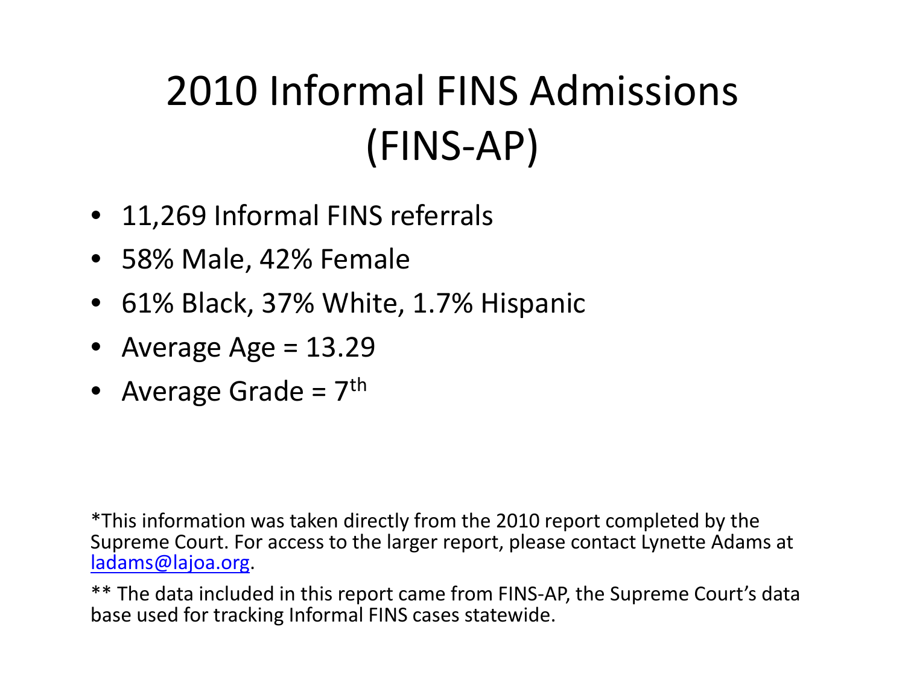# 2010 Informal FINS Admissions (FINS-AP)

- 11,269 Informal FINS referrals
- 58% Male, 42% Female
- 61% Black, 37% White, 1.7% Hispanic
- Average Age = 13.29
- Average Grade = 7th

*This information was taken directly from the 2010 report completed by the Supreme Court. For access to the larger report, please contact Lynette Adams at ladams@lajoa.org.

** The data included in this report came from FINS-AP, the Supreme Court's data base used for tracking Informal FINS cases statewide.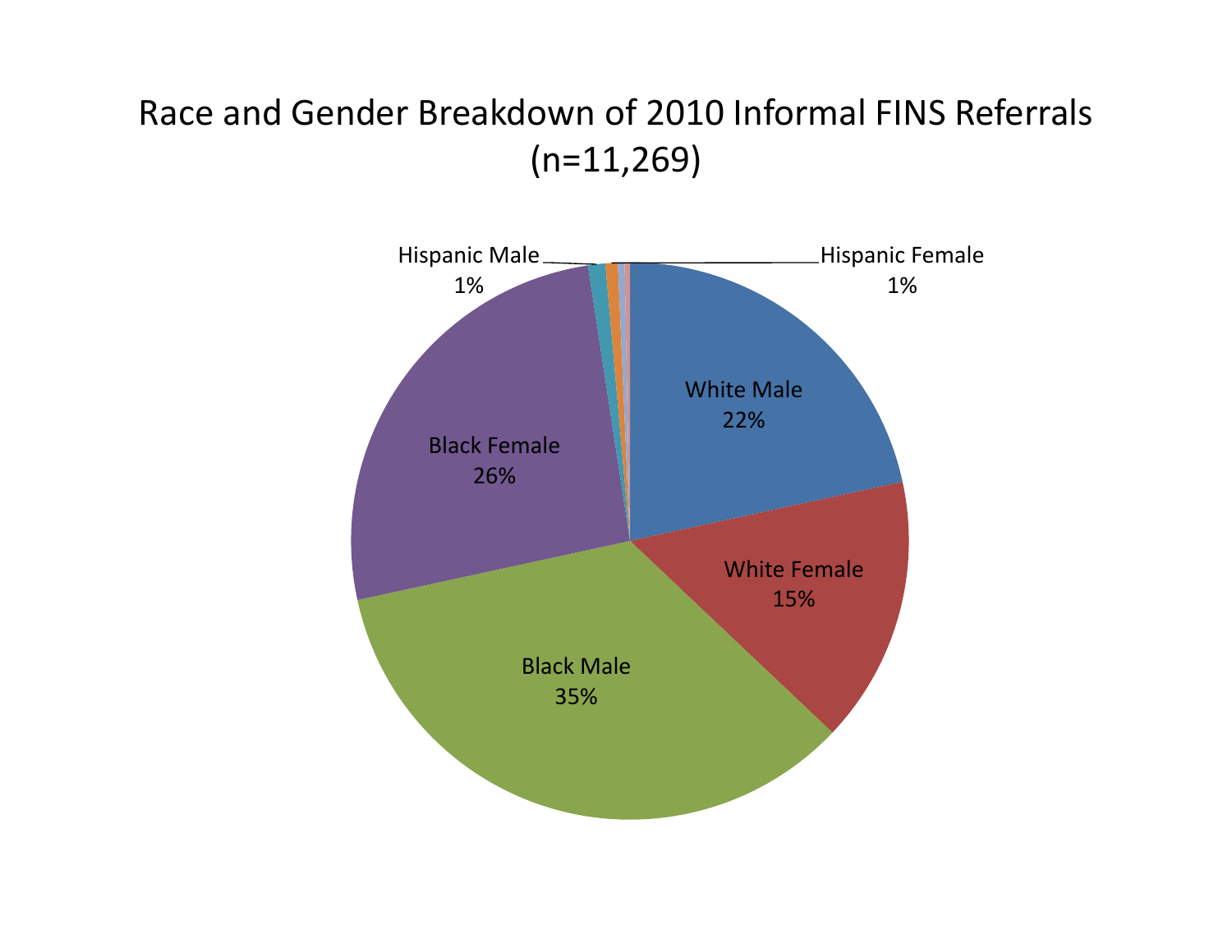# Race and Gender Breakdown of 2010 Informal FINS Referrals (n=11,269)

Hispanic Male 1%

Hispanic Female 1%

White Male 22%

White Female 15%

Black Male 35%

Black Female 26%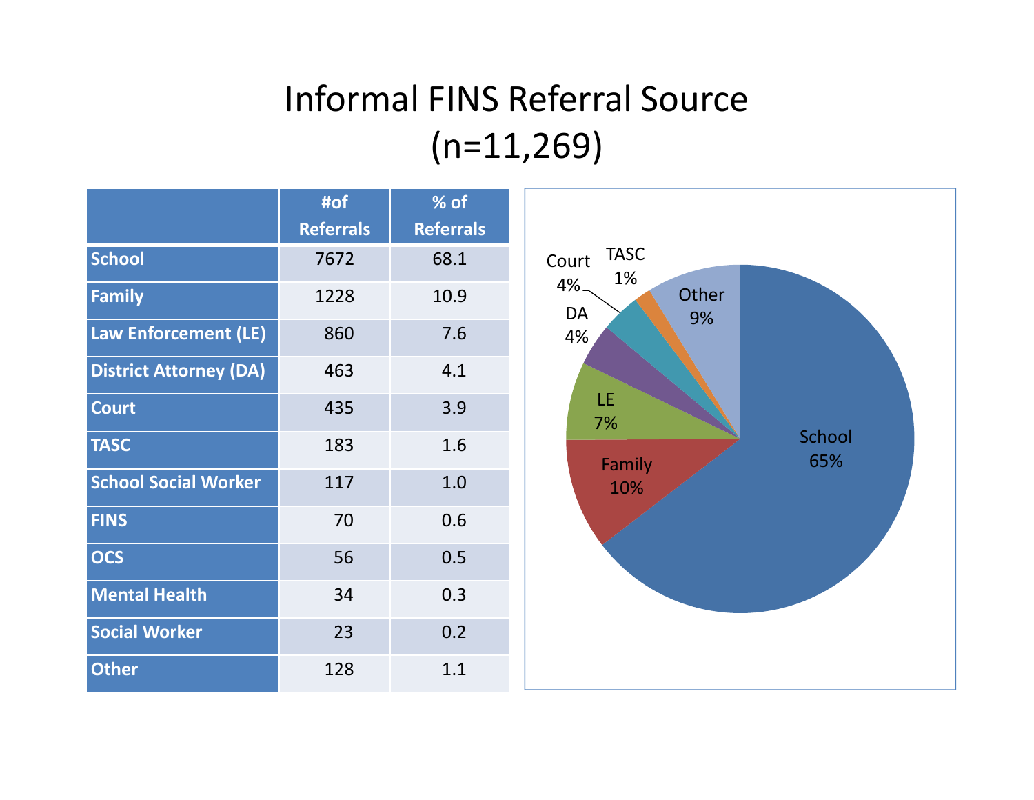# Informal FINS Referral Source (n=11,269)

| | #of Referrals | % of Referrals |
|---|---|---|
| School | 7672 | 68.1 |
| Family | 1228 | 10.9 |
| Law Enforcement (LE) | 860 | 7.6 |
| District Attorney (DA) | 463 | 4.1 |
| Court | 435 | 3.9 |
| TASC | 183 | 1.6 |
| School Social Worker | 117 | 1.0 |
| FINS | 70 | 0.6 |
| OCS | 56 | 0.5 |
| Mental Health | 34 | 0.3 |
| Social Worker | 23 | 0.2 |
| Other | 128 | 1.1 |

School 65%, Family 10%, LE 7%, DA 4%, Court 4%, TASC 1%, Other 9%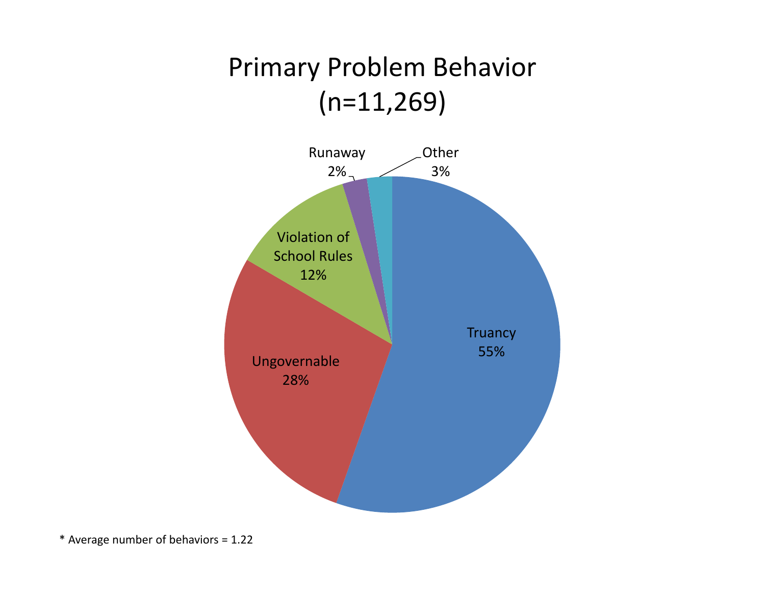# Primary Problem Behavior
## (n=11,269)

| Category | Percentage |
| --- | --- |
| Truancy | 55% |
| Ungovernable | 28% |
| Violation of School Rules | 12% |
| Runaway | 2% |
| Other | 3% |

* Average number of behaviors = 1.22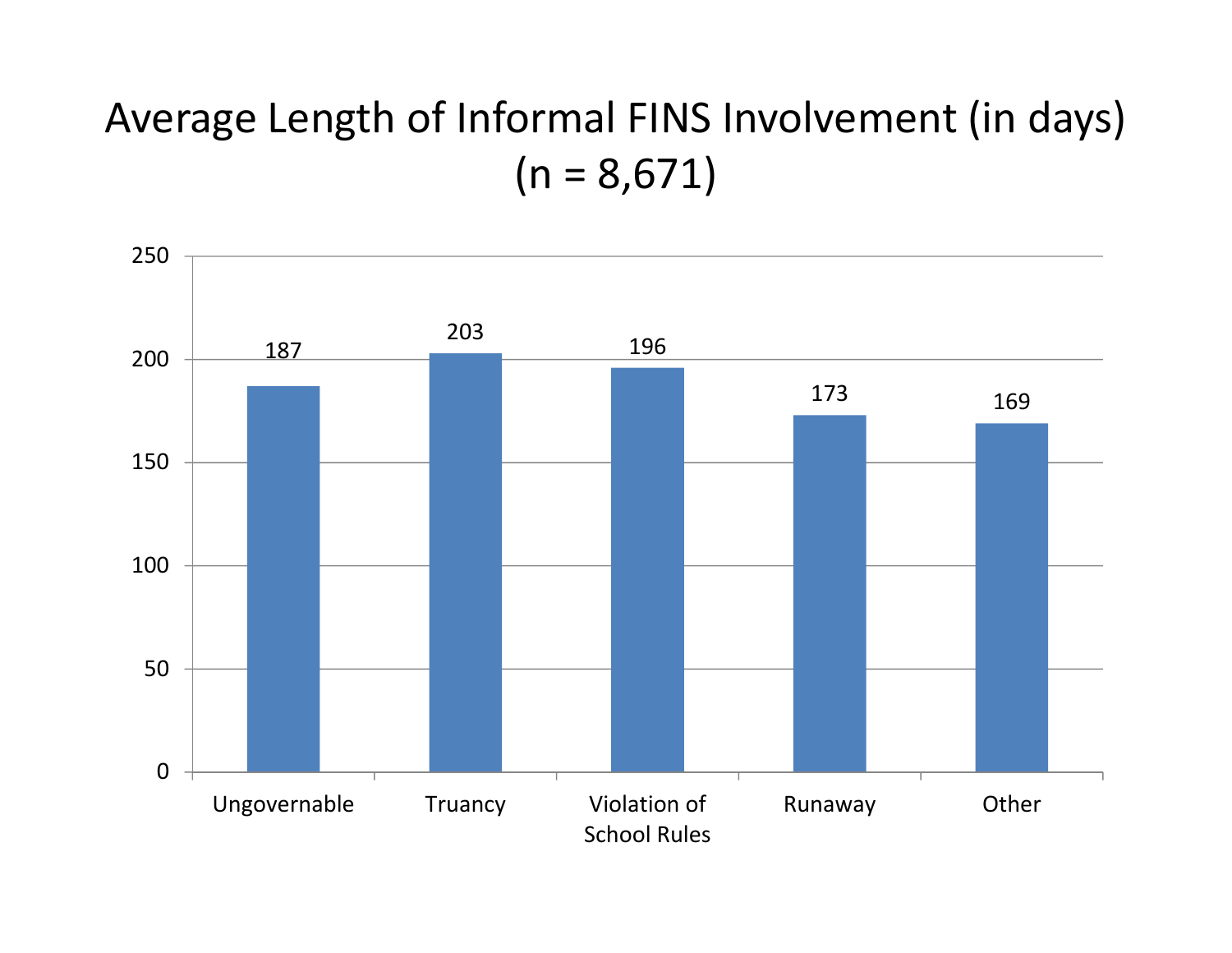# Average Length of Informal FINS Involvement (in days)
# (n = 8,671)

| Category | Average Length (days) |
|---|---|
| Ungovernable | 187 |
| Truancy | 203 |
| Violation of School Rules | 196 |
| Runaway | 173 |
| Other | 169 |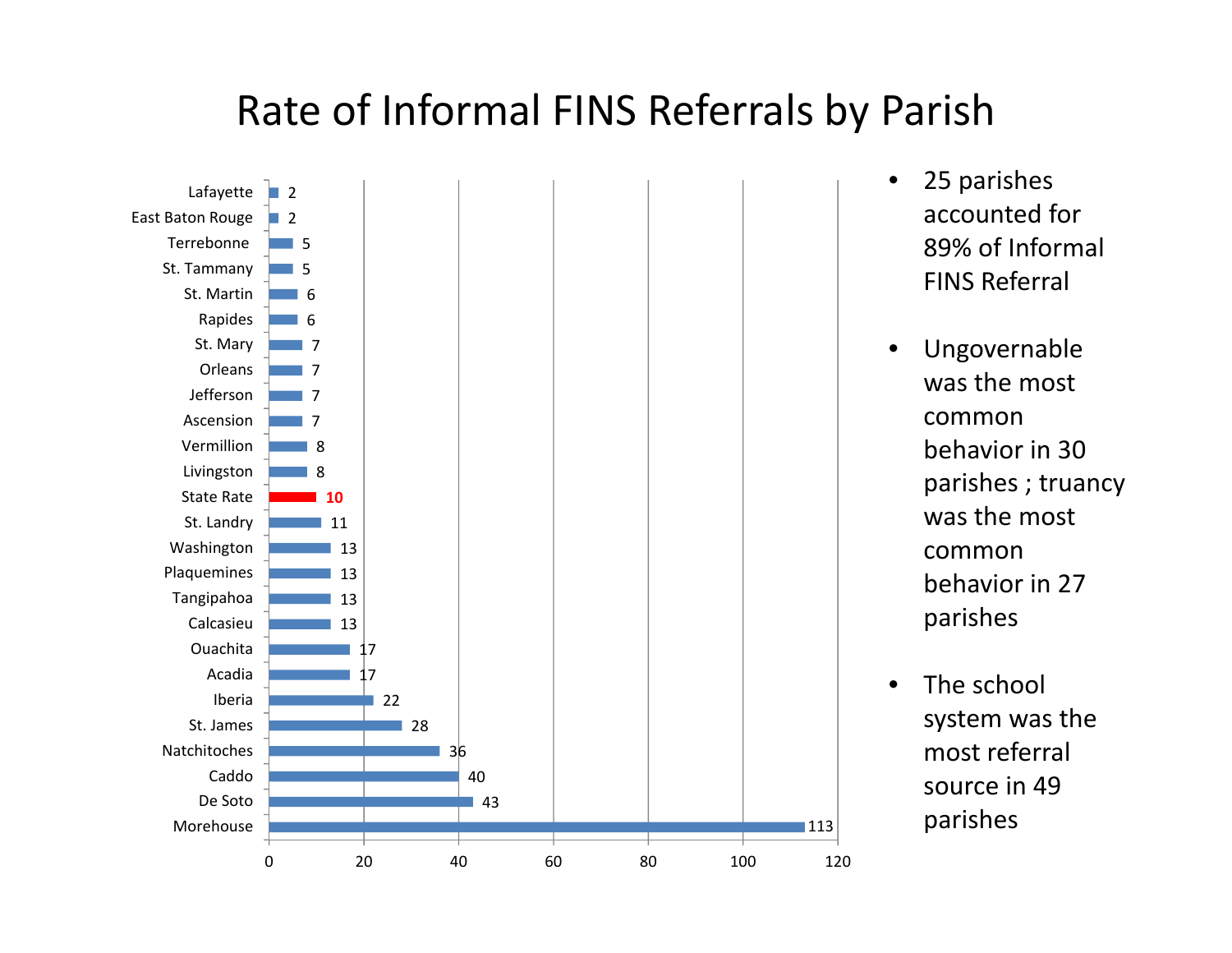# Rate of Informal FINS Referrals by Parish

| Parish | Rate |
|---|---|
| Lafayette | 2 |
| East Baton Rouge | 2 |
| Terrebonne | 5 |
| St. Tammany | 5 |
| St. Martin | 6 |
| Rapides | 6 |
| St. Mary | 7 |
| Orleans | 7 |
| Jefferson | 7 |
| Ascension | 7 |
| Vermillion | 8 |
| Livingston | 8 |
| State Rate | 10 |
| St. Landry | 11 |
| Washington | 13 |
| Plaquemines | 13 |
| Tangipahoa | 13 |
| Calcasieu | 13 |
| Ouachita | 17 |
| Acadia | 17 |
| Iberia | 22 |
| St. James | 28 |
| Natchitoches | 36 |
| Caddo | 40 |
| De Soto | 43 |
| Morehouse | 113 |

- 25 parishes accounted for 89% of Informal FINS Referral
- Ungovernable was the most common behavior in 30 parishes ; truancy was the most common behavior in 27 parishes
- The school system was the most referral source in 49 parishes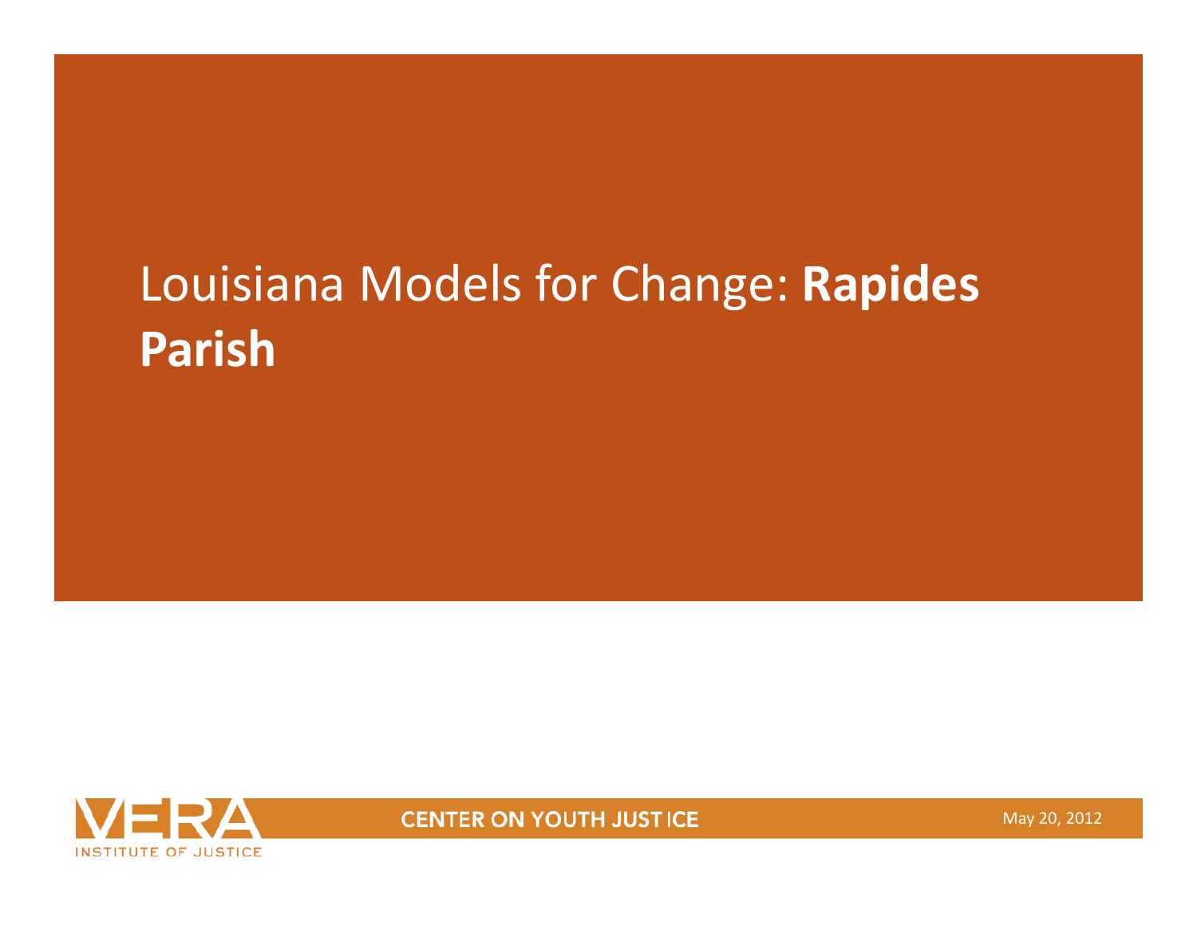# Louisiana Models for Change: **Rapides Parish**

VERA INSTITUTE OF JUSTICE

CENTER ON YOUTH JUSTICE

May 20, 2012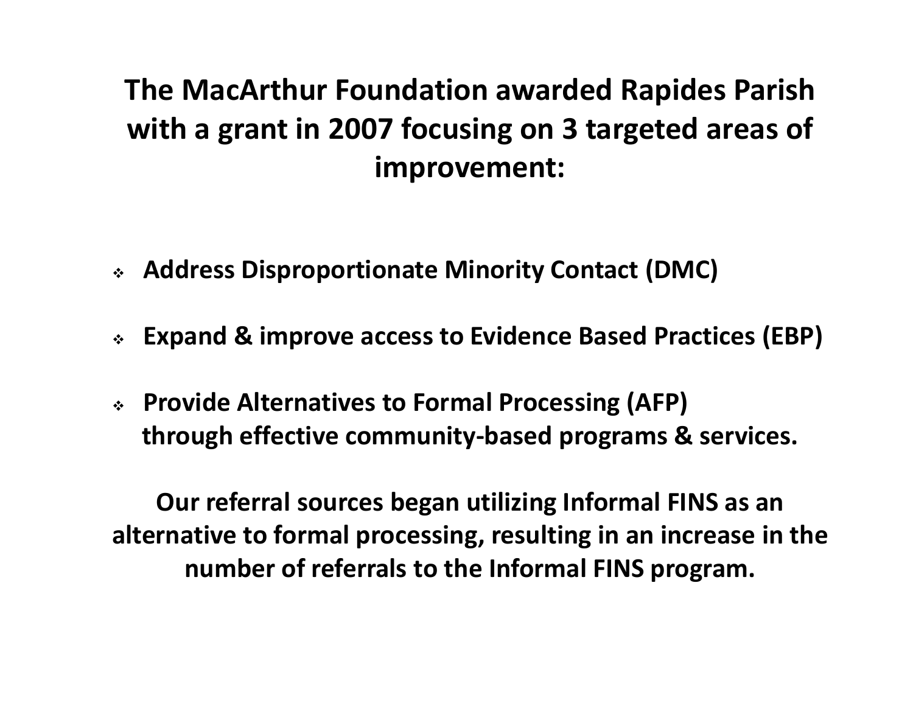## The MacArthur Foundation awarded Rapides Parish with a grant in 2007 focusing on 3 targeted areas of improvement:

- **Address Disproportionate Minority Contact (DMC)**
- **Expand & improve access to Evidence Based Practices (EBP)**
- **Provide Alternatives to Formal Processing (AFP) through effective community-based programs & services.**

**Our referral sources began utilizing Informal FINS as an alternative to formal processing, resulting in an increase in the number of referrals to the Informal FINS program.**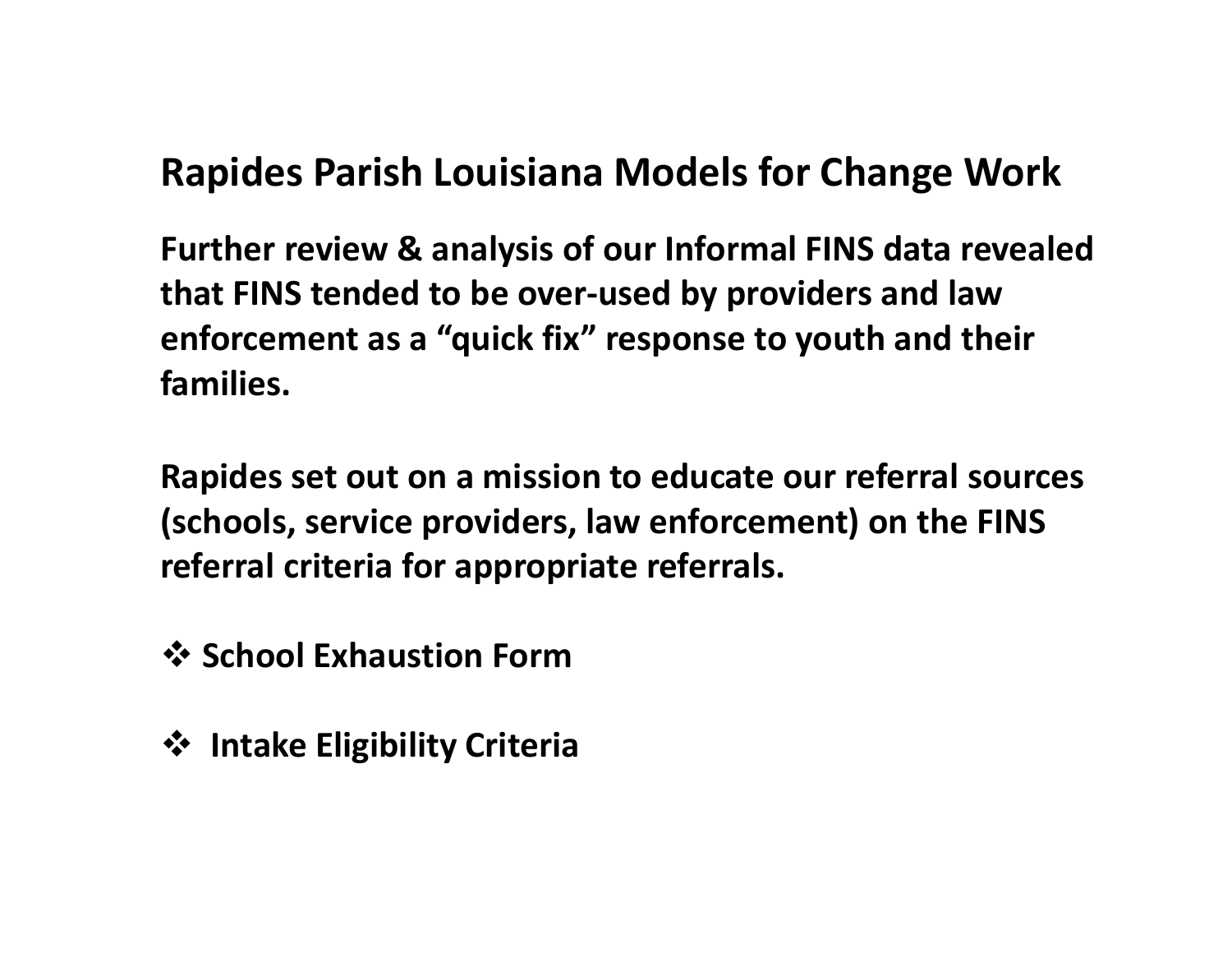## Rapides Parish Louisiana Models for Change Work

**Further review & analysis of our Informal FINS data revealed that FINS tended to be over-used by providers and law enforcement as a "quick fix" response to youth and their families.**

**Rapides set out on a mission to educate our referral sources (schools, service providers, law enforcement) on the FINS referral criteria for appropriate referrals.**

- **School Exhaustion Form**
- **Intake Eligibility Criteria**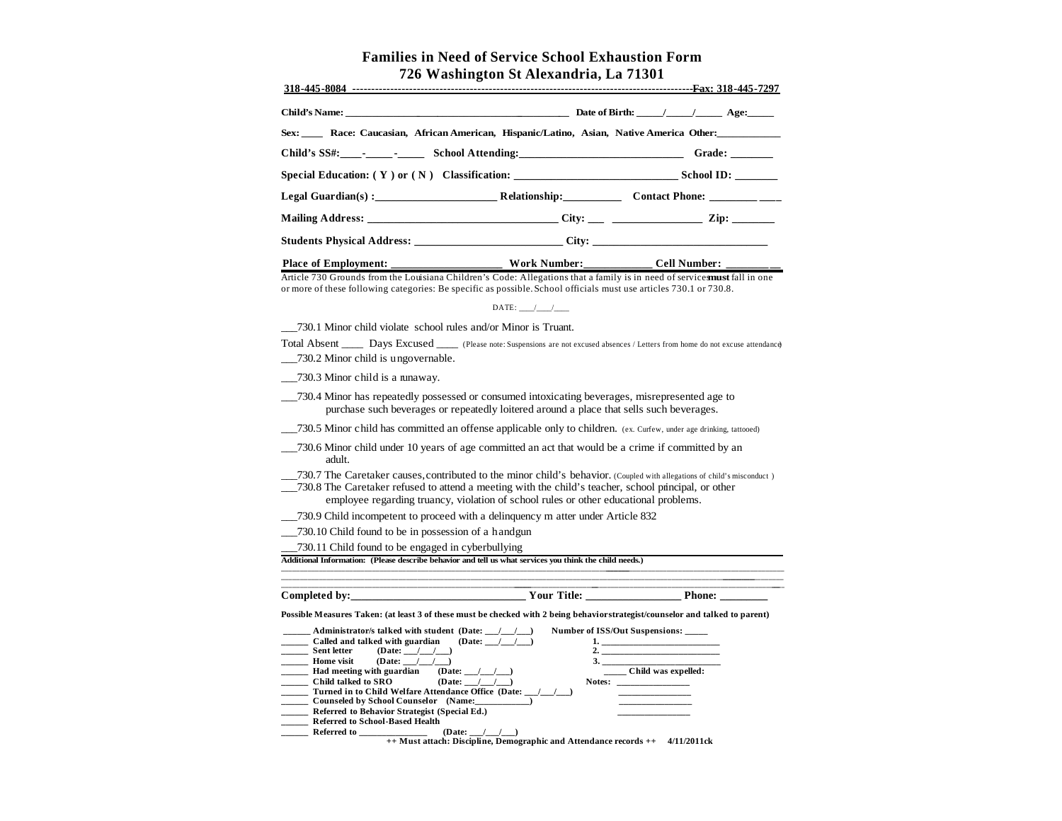# Families in Need of Service School Exhaustion Form

**726 Washington St Alexandria, La 71301**

**318-445-8084 ---------------------------------------------------------------------------------------------Fax: 318-445-7297**

**Child's Name:** ________________________________________ **Date of Birth:** _____/_____/_____ **Age:**_____

**Sex:** ____ **Race: Caucasian, African American, Hispanic/Latino, Asian, Native America Other:**____________

**Child's SS#:**____-_____-_____ **School Attending:**_____________________________ **Grade:** _______

**Special Education: ( Y ) or ( N ) Classification:** _____________________________ **School ID:** _______

**Legal Guardian(s) :**_____________________ **Relationship:**__________ **Contact Phone:** ________ ____

**Mailing Address:** __________________________________ **City:** ___ _______________ **Zip:** _______

**Students Physical Address:** __________________________ **City:** ______________________________

**Place of Employment:** ____________________ **Work Number:**____________ **Cell Number:** ________ __

Article 730 Grounds from the Louisiana Children's Code: Allegations that a family is in need of services **must** fall in one or more of these following categories: Be specific as possible. School officials must use articles 730.1 or 730.8.

DATE: ____/____/____

___730.1 Minor child violate school rules and/or Minor is Truant.

Total Absent ____ Days Excused ____ (Please note: Suspensions are not excused absences / Letters from home do not excuse attendance)

___730.2 Minor child is ungovernable.

___730.3 Minor child is a runaway.

___730.4 Minor has repeatedly possessed or consumed intoxicating beverages, misrepresented age to purchase such beverages or repeatedly loitered around a place that sells such beverages.

___730.5 Minor child has committed an offense applicable only to children. (ex. Curfew, under age drinking, tattooed)

___730.6 Minor child under 10 years of age committed an act that would be a crime if committed by an adult.

___730.7 The Caretaker causes, contributed to the minor child's behavior. (Coupled with allegations of child's misconduct )

___730.8 The Caretaker refused to attend a meeting with the child's teacher, school principal, or other employee regarding truancy, violation of school rules or other educational problems.

___730.9 Child incompetent to proceed with a delinquency matter under Article 832

___730.10 Child found to be in possession of a handgun

___730.11 Child found to be engaged in cyberbullying

**Additional Information: (Please describe behavior and tell us what services you think the child needs.)**

______________________________________________________________________________________________

______________________________________________________________________________________________

______________________________________________________________________________________________

**Completed by:**______________________________ **Your Title:** ________________ **Phone:** ________

**Possible Measures Taken: (at least 3 of these must be checked with 2 being behavior strategist/counselor and talked to parent)**

**_____ Administrator/s talked with student (Date: ___/___/___)**

**_____ Called and talked with guardian (Date: ___/___/___)**

**_____ Sent letter (Date: ___/___/___)**

**_____ Home visit (Date: ___/___/___)**

**_____ Had meeting with guardian (Date: ___/___/___)**

**_____ Child talked to SRO (Date: ___/___/___)**

**_____ Turned in to Child Welfare Attendance Office (Date: ___/___/___)**

**_____ Counseled by School Counselor (Name:____________)**

**_____ Referred to Behavior Strategist (Special Ed.)**

**_____ Referred to School-Based Health**

**_____ Referred to ________________ (Date: ___/___/___)**

**Number of ISS/Out Suspensions:** _____

**1.** ________________________

**2.** ________________________

**3.** ________________________

**_____ Child was expelled:**

**Notes:** _______________

_______________

_______________

_______________

**++ Must attach: Discipline, Demographic and Attendance records ++ 4/11/2011ck**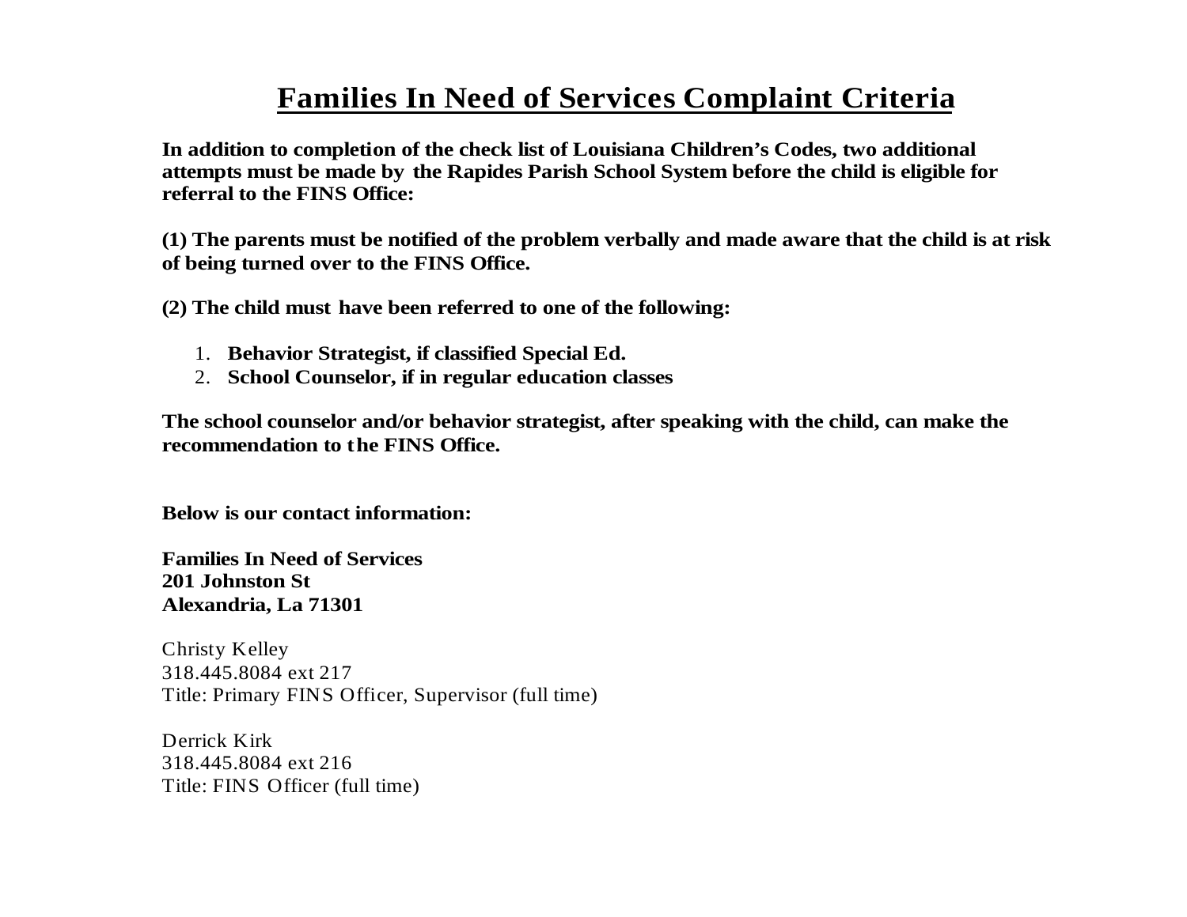# Families In Need of Services Complaint Criteria

**In addition to completion of the check list of Louisiana Children's Codes, two additional attempts must be made by the Rapides Parish School System before the child is eligible for referral to the FINS Office:**

**(1) The parents must be notified of the problem verbally and made aware that the child is at risk of being turned over to the FINS Office.**

**(2) The child must have been referred to one of the following:**

1. **Behavior Strategist, if classified Special Ed.**
2. **School Counselor, if in regular education classes**

**The school counselor and/or behavior strategist, after speaking with the child, can make the recommendation to the FINS Office.**

**Below is our contact information:**

**Families In Need of Services**
**201 Johnston St**
**Alexandria, La 71301**

Christy Kelley
318.445.8084 ext 217
Title: Primary FINS Officer, Supervisor (full time)

Derrick Kirk
318.445.8084 ext 216
Title: FINS Officer (full time)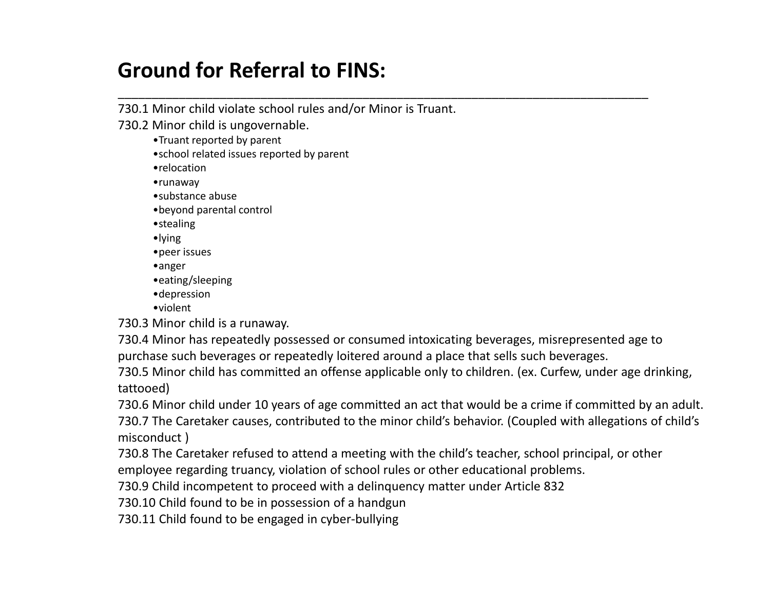# Ground for Referral to FINS:

---

730.1 Minor child violate school rules and/or Minor is Truant.

730.2 Minor child is ungovernable.

- Truant reported by parent
- school related issues reported by parent
- relocation
- runaway
- substance abuse
- beyond parental control
- stealing
- lying
- peer issues
- anger
- eating/sleeping
- depression
- violent

730.3 Minor child is a runaway.

730.4 Minor has repeatedly possessed or consumed intoxicating beverages, misrepresented age to purchase such beverages or repeatedly loitered around a place that sells such beverages.

730.5 Minor child has committed an offense applicable only to children. (ex. Curfew, under age drinking, tattooed)

730.6 Minor child under 10 years of age committed an act that would be a crime if committed by an adult.

730.7 The Caretaker causes, contributed to the minor child's behavior. (Coupled with allegations of child's misconduct )

730.8 The Caretaker refused to attend a meeting with the child's teacher, school principal, or other employee regarding truancy, violation of school rules or other educational problems.

730.9 Child incompetent to proceed with a delinquency matter under Article 832

730.10 Child found to be in possession of a handgun

730.11 Child found to be engaged in cyber-bullying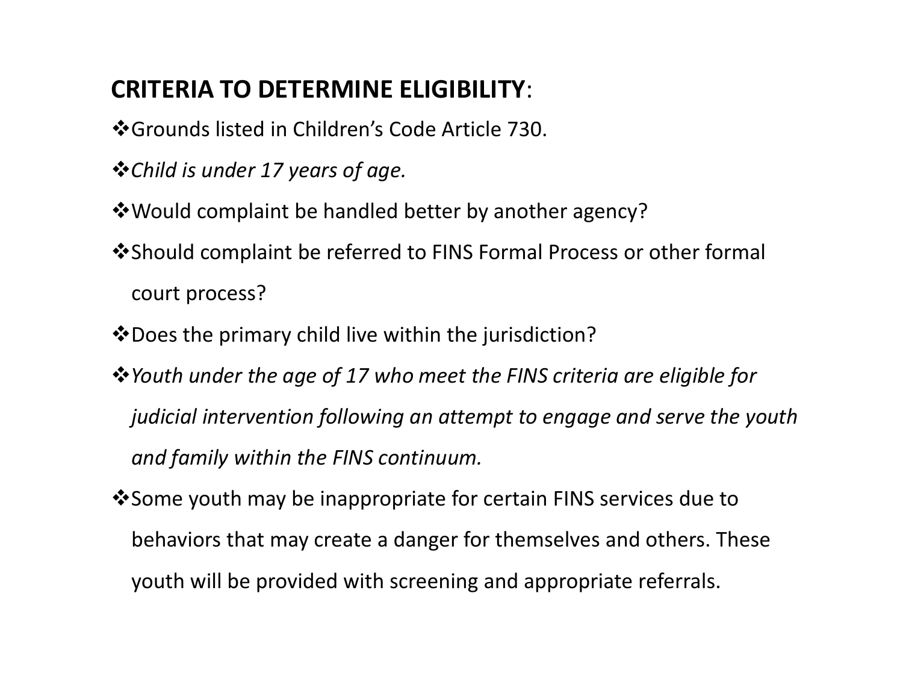**CRITERIA TO DETERMINE ELIGIBILITY**:

- Grounds listed in Children's Code Article 730.
- *Child is under 17 years of age.*
- Would complaint be handled better by another agency?
- Should complaint be referred to FINS Formal Process or other formal court process?
- Does the primary child live within the jurisdiction?
- *Youth under the age of 17 who meet the FINS criteria are eligible for judicial intervention following an attempt to engage and serve the youth and family within the FINS continuum.*
- Some youth may be inappropriate for certain FINS services due to behaviors that may create a danger for themselves and others. These youth will be provided with screening and appropriate referrals.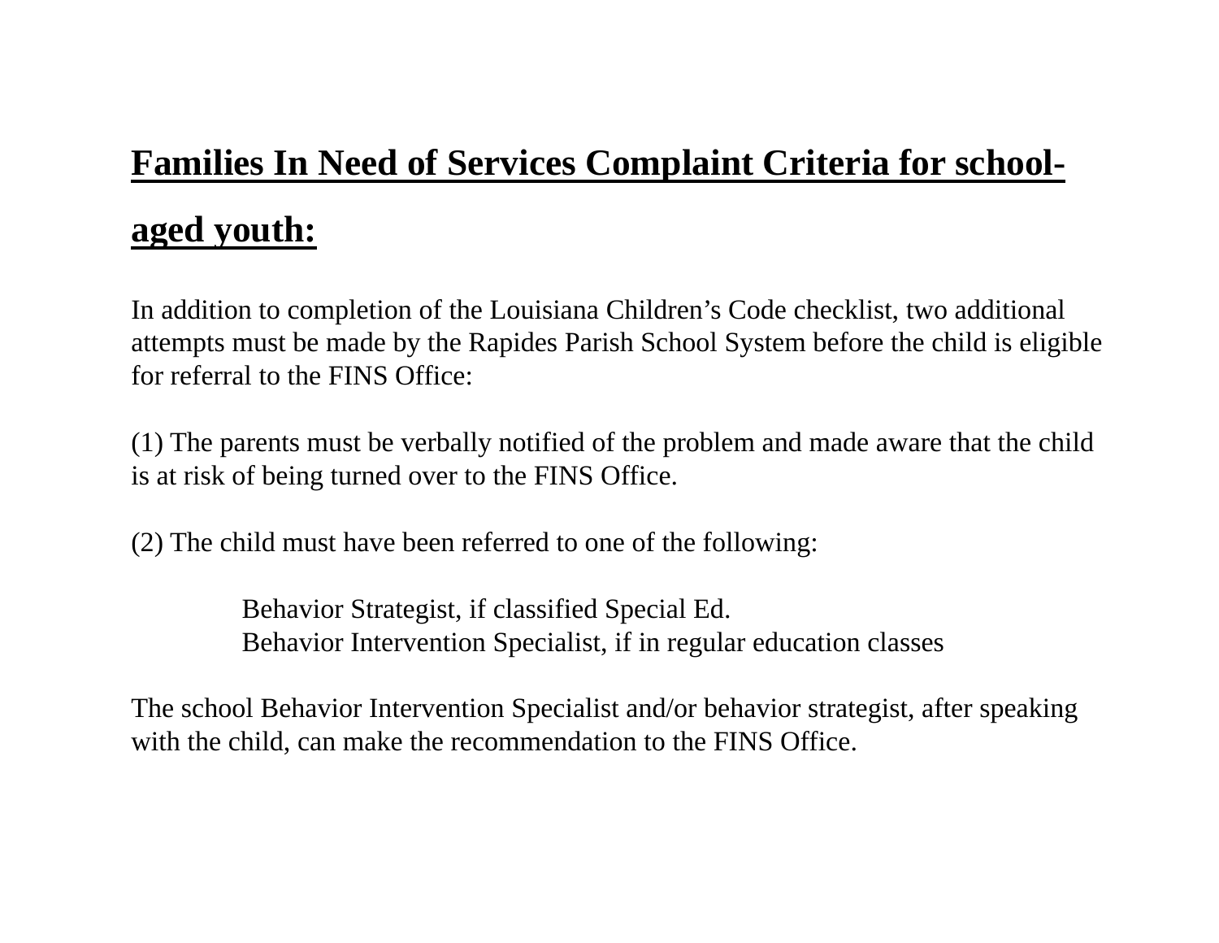## **Families In Need of Services Complaint Criteria for school-aged youth:**

In addition to completion of the Louisiana Children's Code checklist, two additional attempts must be made by the Rapides Parish School System before the child is eligible for referral to the FINS Office:

(1) The parents must be verbally notified of the problem and made aware that the child is at risk of being turned over to the FINS Office.

(2) The child must have been referred to one of the following:

Behavior Strategist, if classified Special Ed.
Behavior Intervention Specialist, if in regular education classes

The school Behavior Intervention Specialist and/or behavior strategist, after speaking with the child, can make the recommendation to the FINS Office.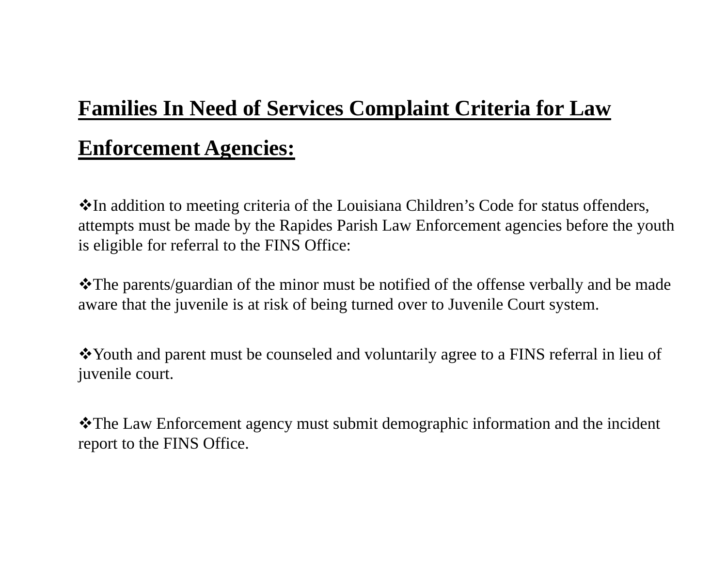## Families In Need of Services Complaint Criteria for Law Enforcement Agencies:

❖In addition to meeting criteria of the Louisiana Children's Code for status offenders, attempts must be made by the Rapides Parish Law Enforcement agencies before the youth is eligible for referral to the FINS Office:

❖The parents/guardian of the minor must be notified of the offense verbally and be made aware that the juvenile is at risk of being turned over to Juvenile Court system.

❖Youth and parent must be counseled and voluntarily agree to a FINS referral in lieu of juvenile court.

❖The Law Enforcement agency must submit demographic information and the incident report to the FINS Office.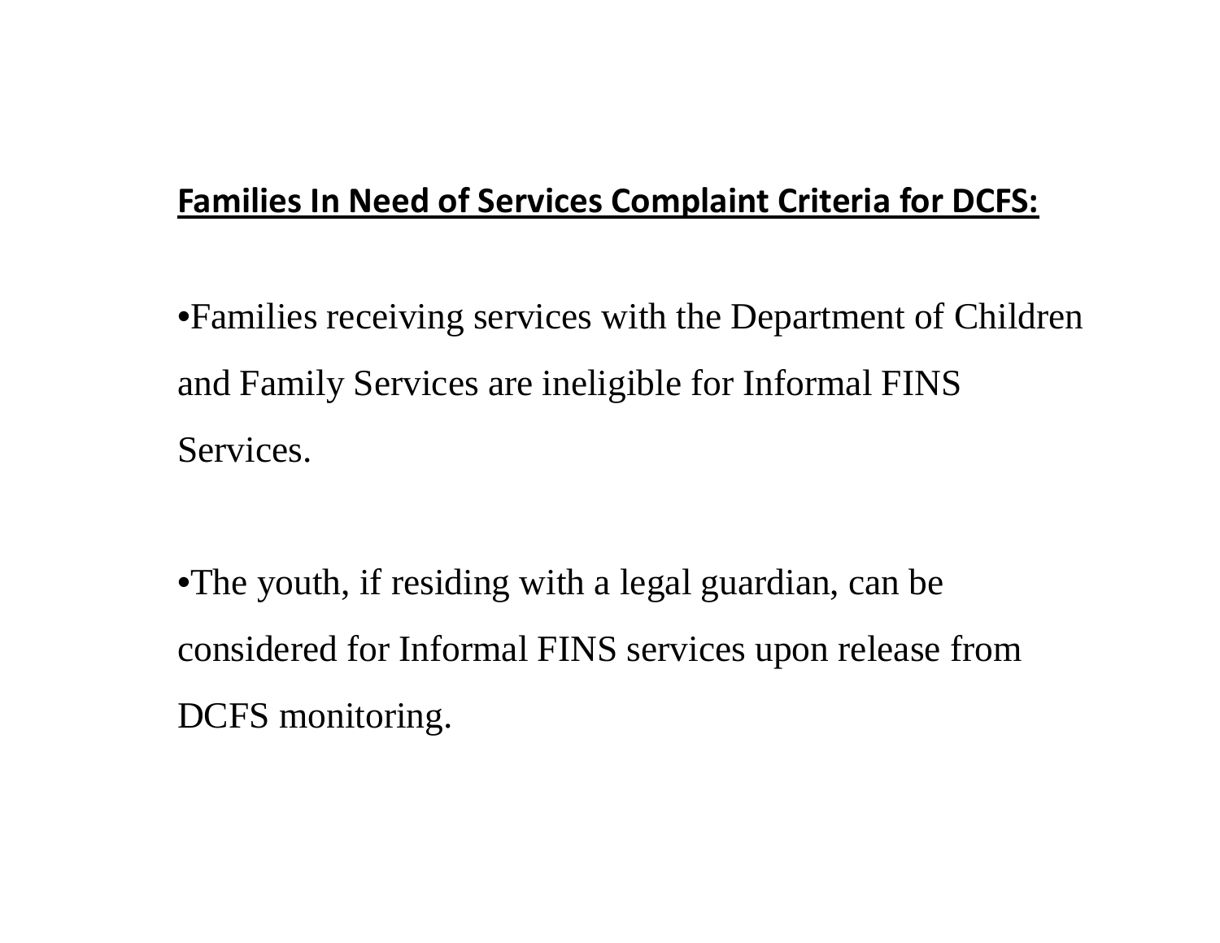**<u>Families In Need of Services Complaint Criteria for DCFS:</u>**

•Families receiving services with the Department of Children and Family Services are ineligible for Informal FINS Services.

•The youth, if residing with a legal guardian, can be considered for Informal FINS services upon release from DCFS monitoring.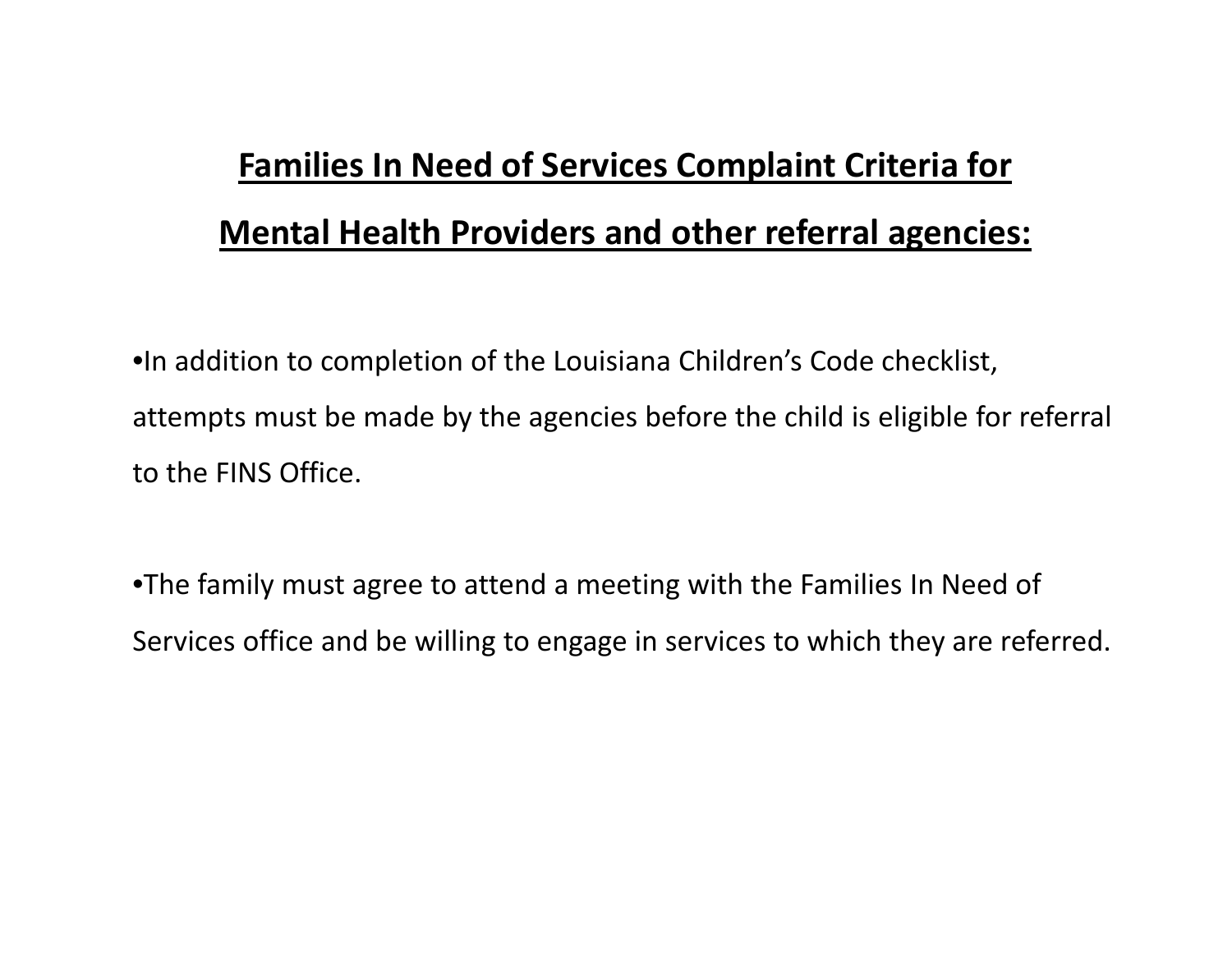# Families In Need of Services Complaint Criteria for Mental Health Providers and other referral agencies:

- In addition to completion of the Louisiana Children's Code checklist, attempts must be made by the agencies before the child is eligible for referral to the FINS Office.

- The family must agree to attend a meeting with the Families In Need of Services office and be willing to engage in services to which they are referred.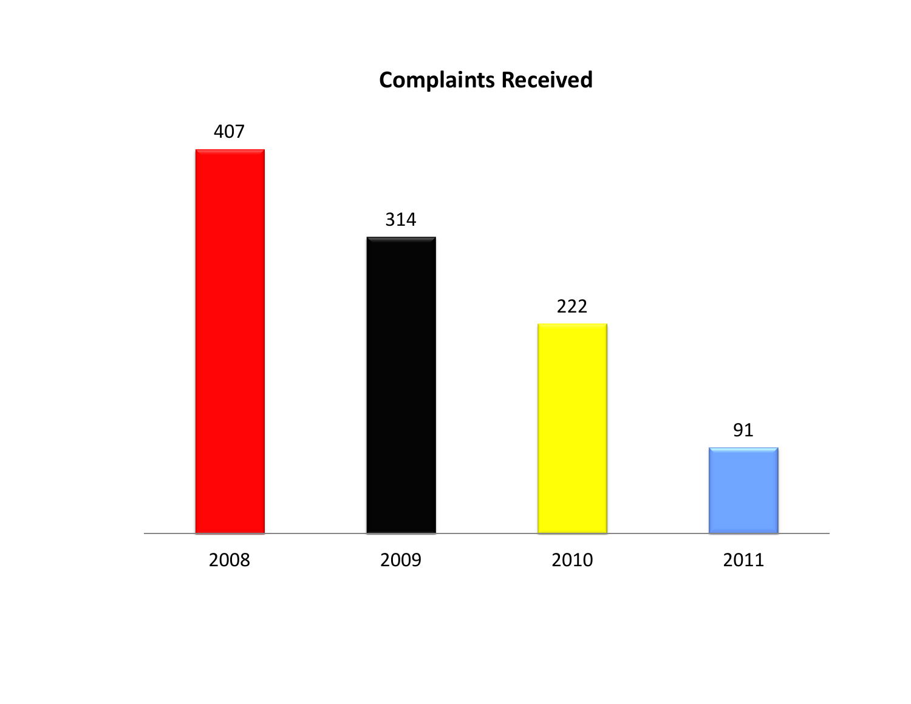**Complaints Received**

| 2008 | 2009 | 2010 | 2011 |
|---|---|---|---|
| 407 | 314 | 222 | 91 |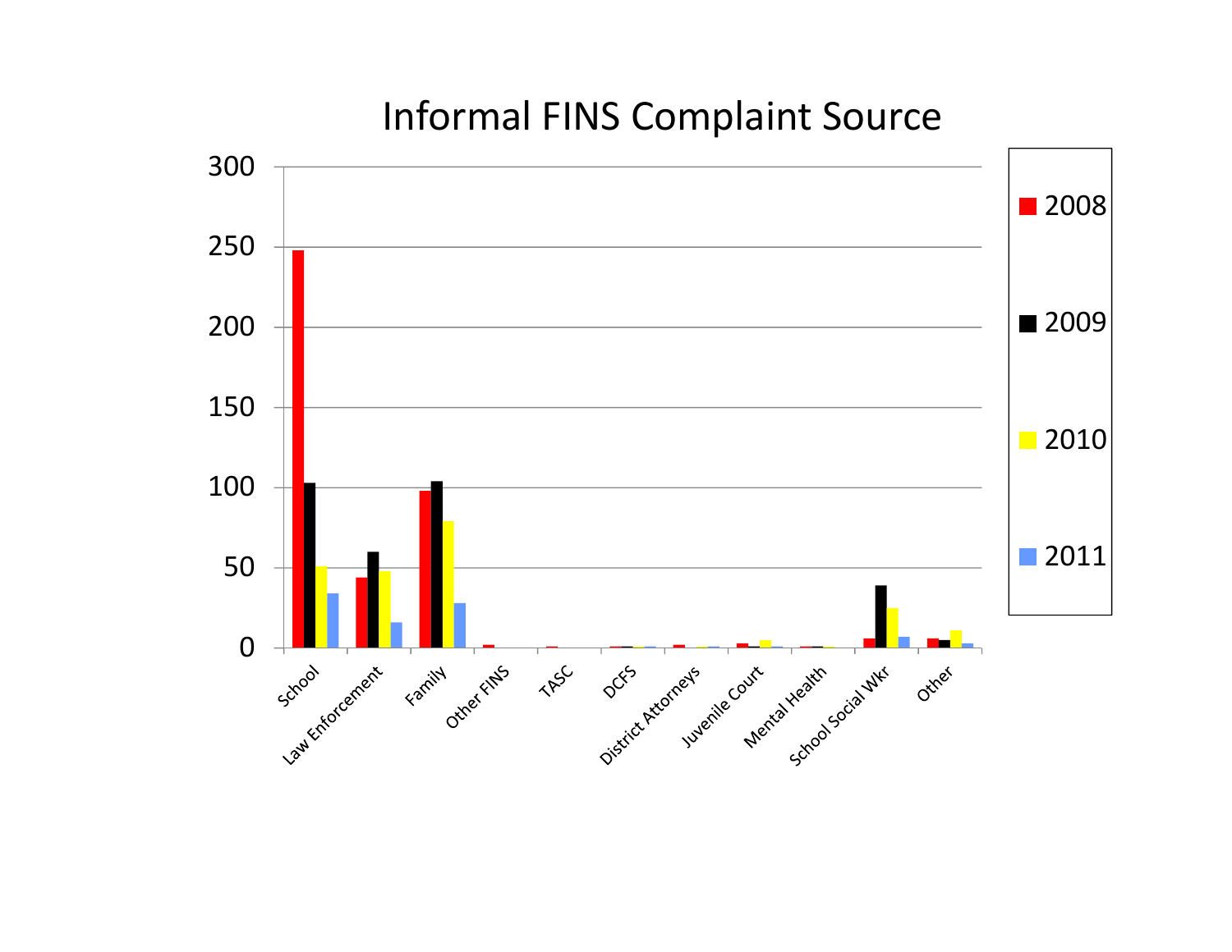# Informal FINS Complaint Source

| | 2008 | 2009 | 2010 | 2011 |
|---|---|---|---|---|
| School | 248 | 103 | 51 | 34 |
| Law Enforcement | 44 | 60 | 48 | 16 |
| Family | 98 | 104 | 79 | 28 |
| Other FINS | 2 | 0 | 0 | 0 |
| TASC | 1 | 0 | 0 | 0 |
| DCFS | 1 | 1 | 1 | 1 |
| District Attorneys | 2 | 0 | 1 | 1 |
| Juvenile Court | 3 | 1 | 5 | 1 |
| Mental Health | 1 | 1 | 1 | 0 |
| School Social Wkr | 6 | 39 | 25 | 7 |
| Other | 6 | 5 | 11 | 3 |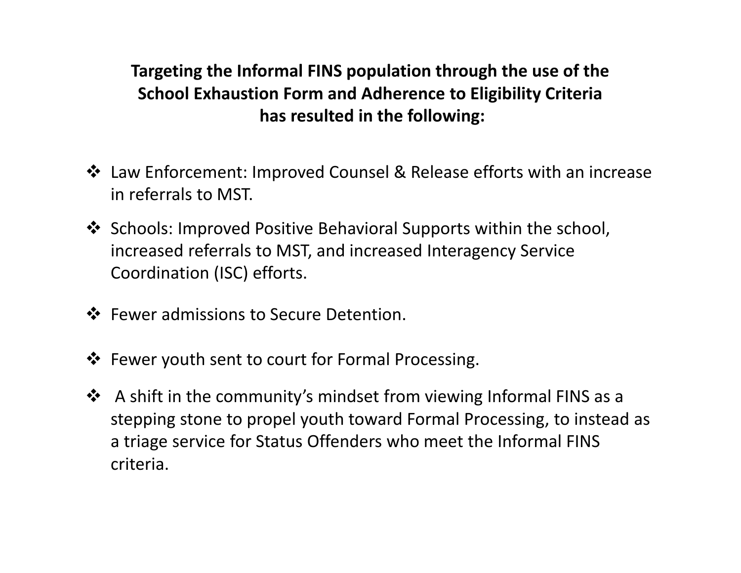**Targeting the Informal FINS population through the use of the School Exhaustion Form and Adherence to Eligibility Criteria has resulted in the following:**

- Law Enforcement: Improved Counsel & Release efforts with an increase in referrals to MST.
- Schools: Improved Positive Behavioral Supports within the school, increased referrals to MST, and increased Interagency Service Coordination (ISC) efforts.
- Fewer admissions to Secure Detention.
- Fewer youth sent to court for Formal Processing.
- A shift in the community's mindset from viewing Informal FINS as a stepping stone to propel youth toward Formal Processing, to instead as a triage service for Status Offenders who meet the Informal FINS criteria.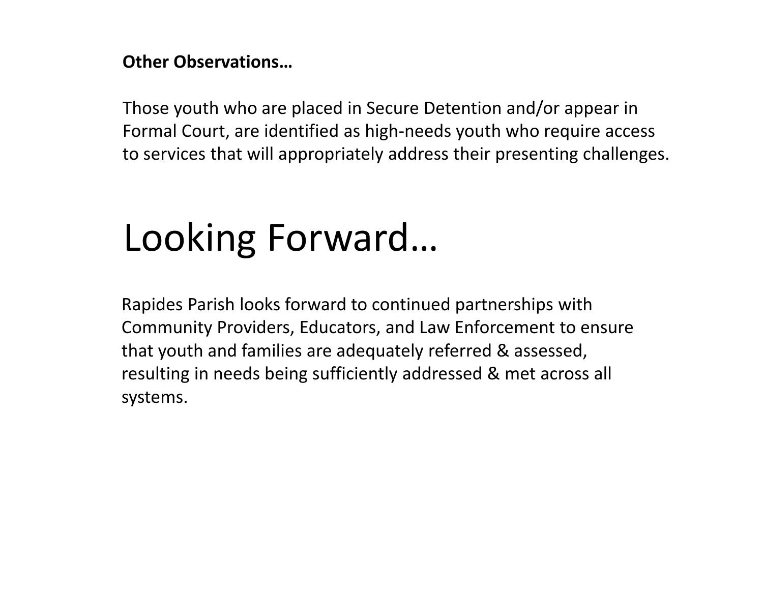**Other Observations…**

Those youth who are placed in Secure Detention and/or appear in Formal Court, are identified as high-needs youth who require access to services that will appropriately address their presenting challenges.

# Looking Forward…

Rapides Parish looks forward to continued partnerships with Community Providers, Educators, and Law Enforcement to ensure that youth and families are adequately referred & assessed, resulting in needs being sufficiently addressed & met across all systems.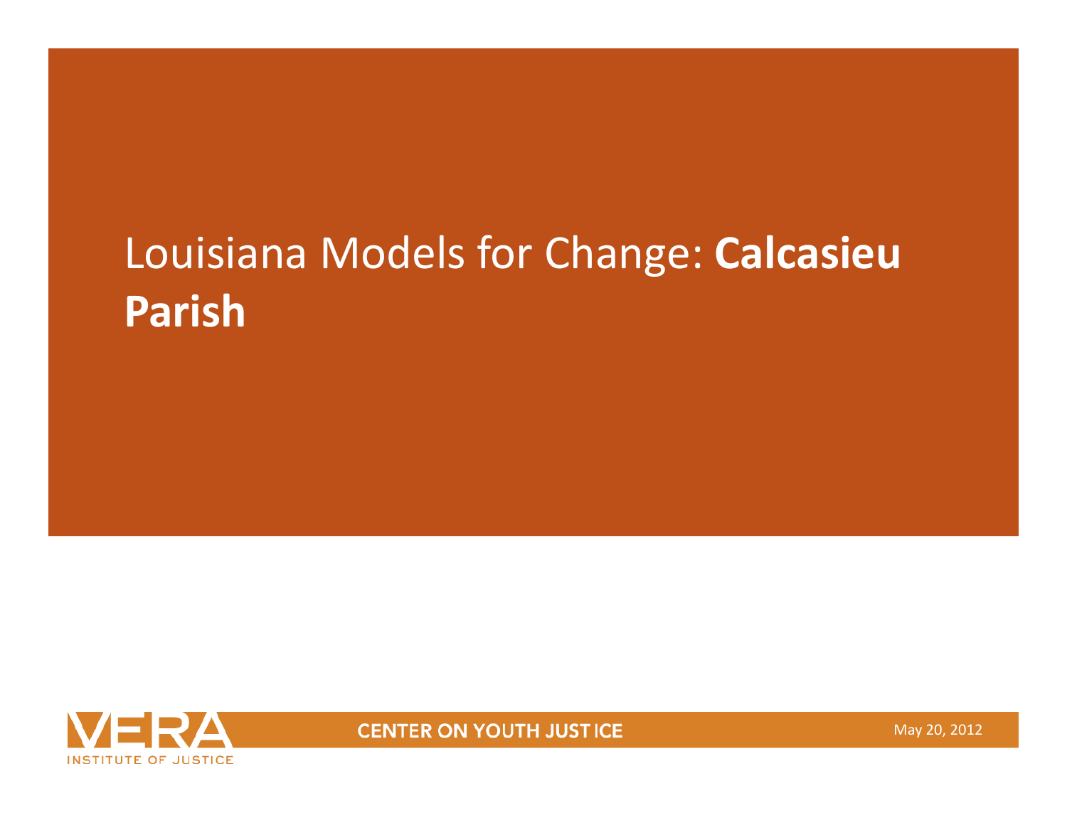# Louisiana Models for Change: **Calcasieu Parish**

VERA INSTITUTE OF JUSTICE

CENTER ON YOUTH JUSTICE

May 20, 2012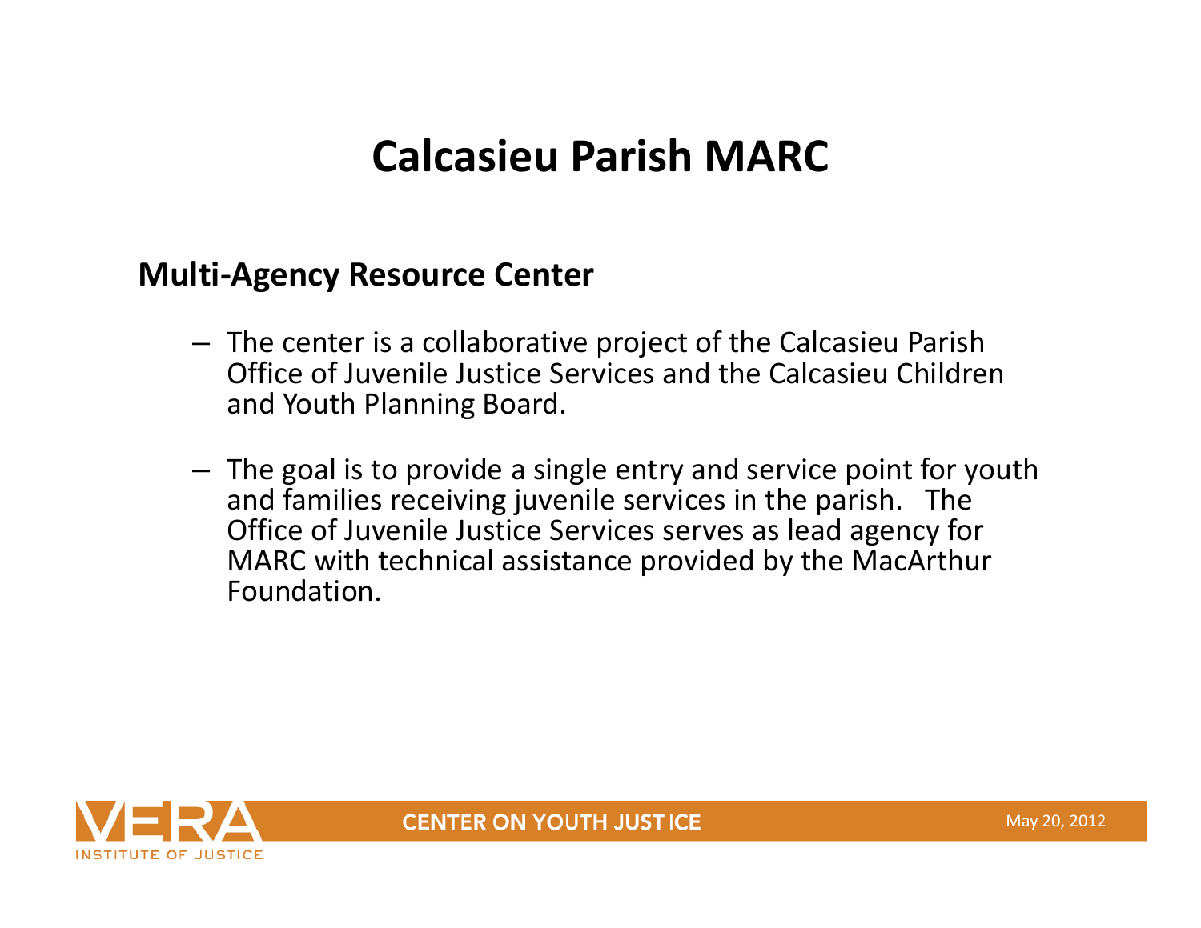# Calcasieu Parish MARC

## Multi-Agency Resource Center

- The center is a collaborative project of the Calcasieu Parish Office of Juvenile Justice Services and the Calcasieu Children and Youth Planning Board.
- The goal is to provide a single entry and service point for youth and families receiving juvenile services in the parish. The Office of Juvenile Justice Services serves as lead agency for MARC with technical assistance provided by the MacArthur Foundation.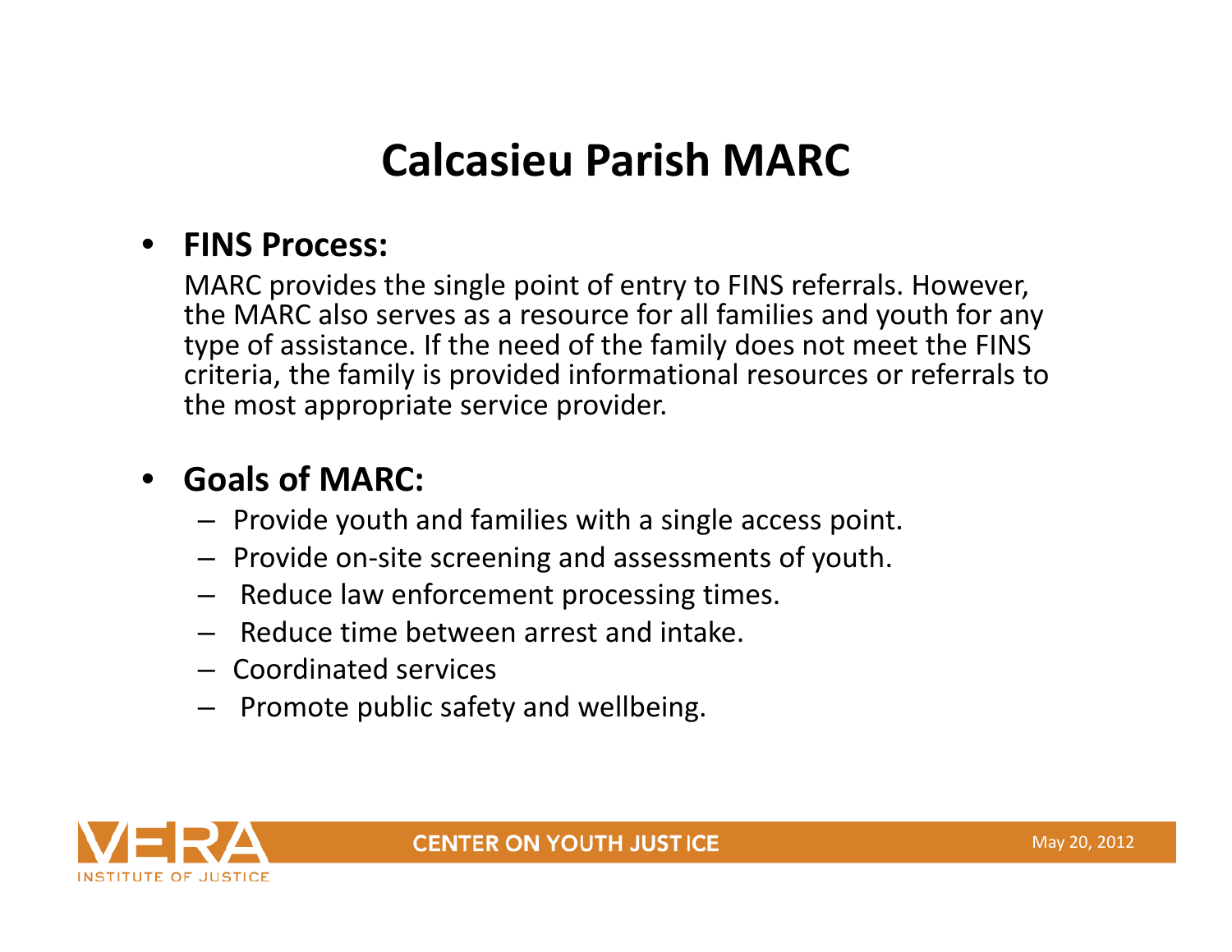# Calcasieu Parish MARC

- **FINS Process:**

  MARC provides the single point of entry to FINS referrals. However, the MARC also serves as a resource for all families and youth for any type of assistance. If the need of the family does not meet the FINS criteria, the family is provided informational resources or referrals to the most appropriate service provider.

- **Goals of MARC:**
  - Provide youth and families with a single access point.
  - Provide on-site screening and assessments of youth.
  - Reduce law enforcement processing times.
  - Reduce time between arrest and intake.
  - Coordinated services
  - Promote public safety and wellbeing.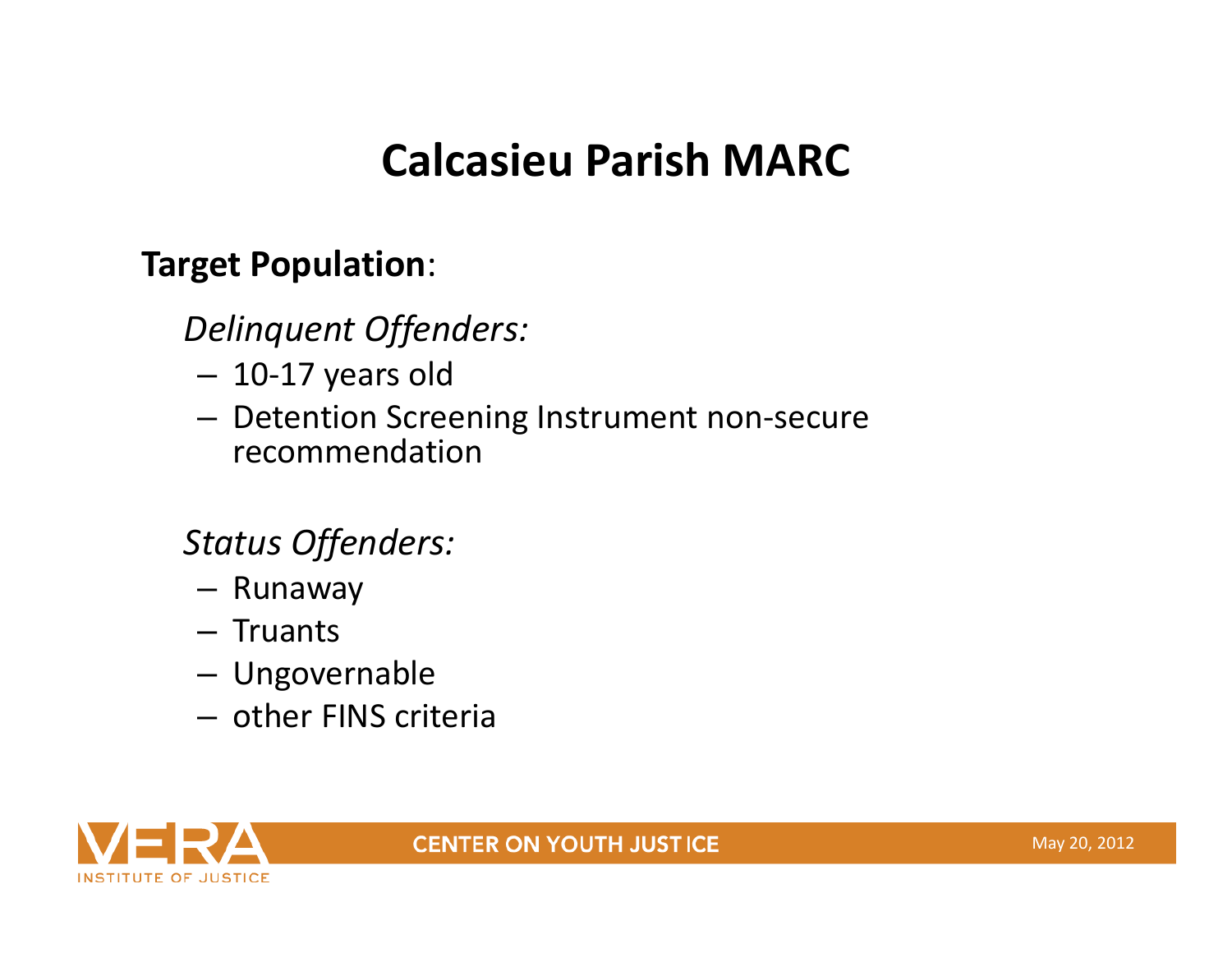# Calcasieu Parish MARC

**Target Population**:

*Delinquent Offenders:*

- 10-17 years old
- Detention Screening Instrument non-secure recommendation

*Status Offenders:*

- Runaway
- Truants
- Ungovernable
- other FINS criteria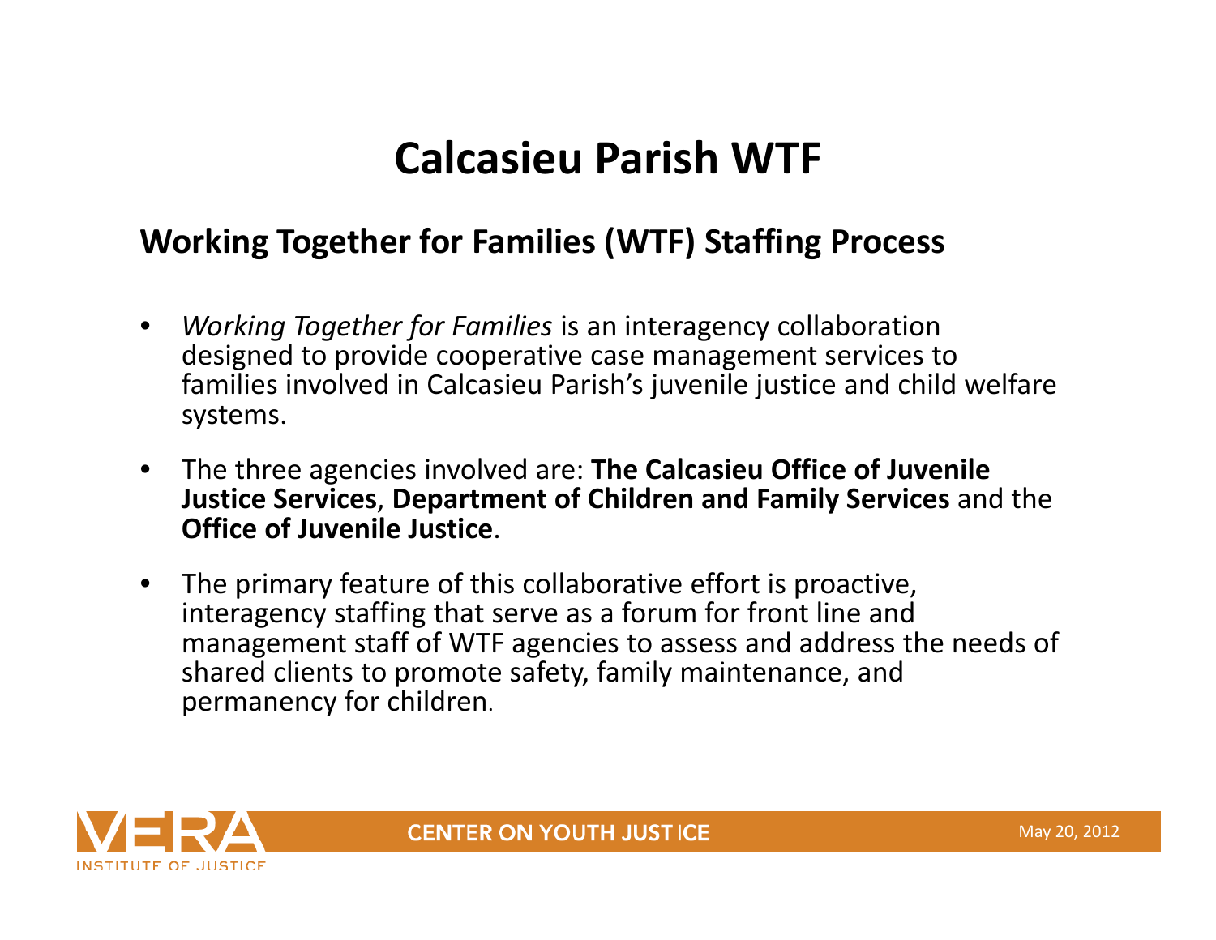# Calcasieu Parish WTF

## Working Together for Families (WTF) Staffing Process

- *Working Together for Families* is an interagency collaboration designed to provide cooperative case management services to families involved in Calcasieu Parish's juvenile justice and child welfare systems.
- The three agencies involved are: **The Calcasieu Office of Juvenile Justice Services**, **Department of Children and Family Services** and the **Office of Juvenile Justice**.
- The primary feature of this collaborative effort is proactive, interagency staffing that serve as a forum for front line and management staff of WTF agencies to assess and address the needs of shared clients to promote safety, family maintenance, and permanency for children.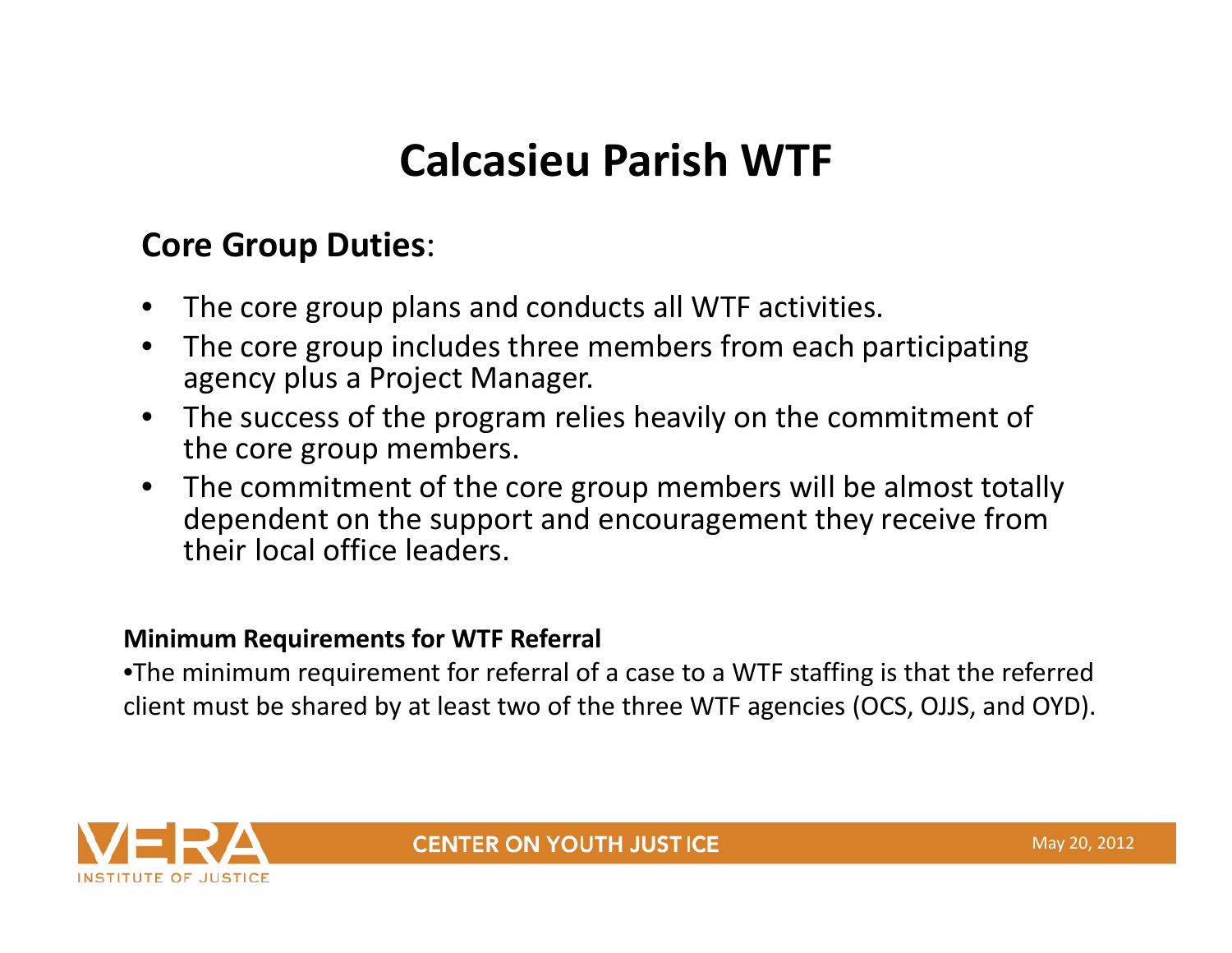# Calcasieu Parish WTF

## Core Group Duties:

- The core group plans and conducts all WTF activities.
- The core group includes three members from each participating agency plus a Project Manager.
- The success of the program relies heavily on the commitment of the core group members.
- The commitment of the core group members will be almost totally dependent on the support and encouragement they receive from their local office leaders.

### Minimum Requirements for WTF Referral

- The minimum requirement for referral of a case to a WTF staffing is that the referred client must be shared by at least two of the three WTF agencies (OCS, OJJS, and OYD).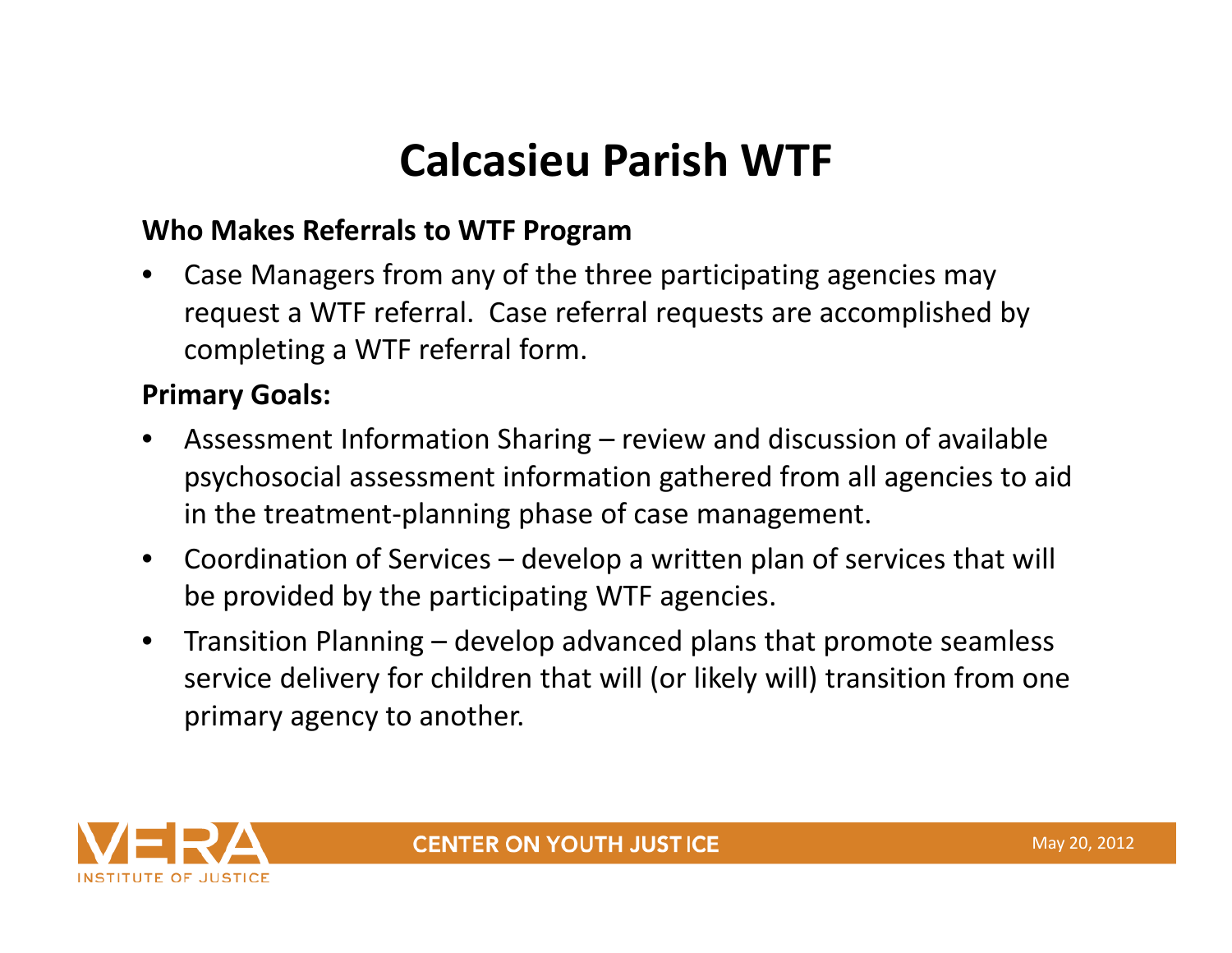# Calcasieu Parish WTF

**Who Makes Referrals to WTF Program**

- Case Managers from any of the three participating agencies may request a WTF referral. Case referral requests are accomplished by completing a WTF referral form.

**Primary Goals:**

- Assessment Information Sharing – review and discussion of available psychosocial assessment information gathered from all agencies to aid in the treatment-planning phase of case management.
- Coordination of Services – develop a written plan of services that will be provided by the participating WTF agencies.
- Transition Planning – develop advanced plans that promote seamless service delivery for children that will (or likely will) transition from one primary agency to another.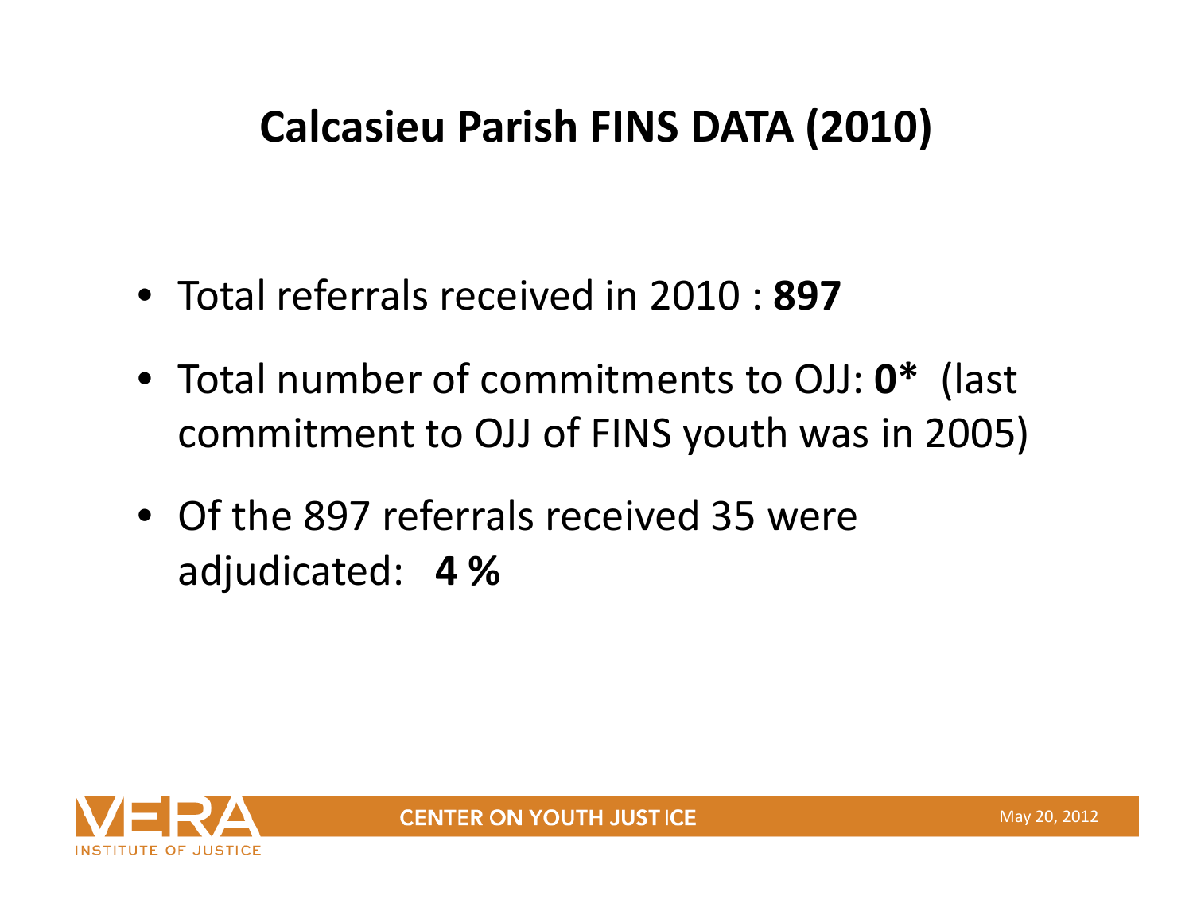# Calcasieu Parish FINS DATA (2010)

- Total referrals received in 2010 : **897**
- Total number of commitments to OJJ: **0*** (last commitment to OJJ of FINS youth was in 2005)
- Of the 897 referrals received 35 were adjudicated: **4 %**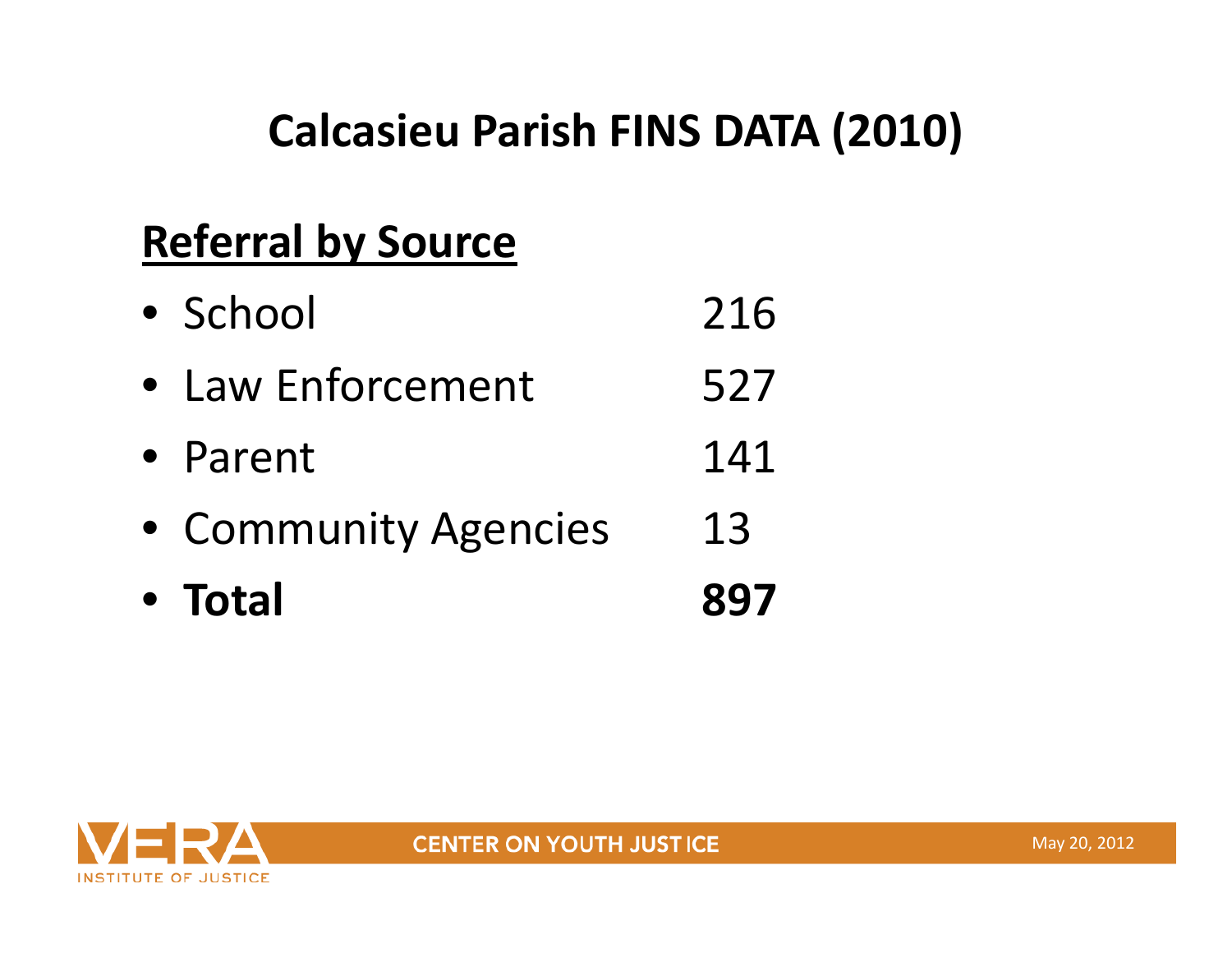# Calcasieu Parish FINS DATA (2010)

## Referral by Source

| Source | Count |
|---|---|
| School | 216 |
| Law Enforcement | 527 |
| Parent | 141 |
| Community Agencies | 13 |
| **Total** | **897** |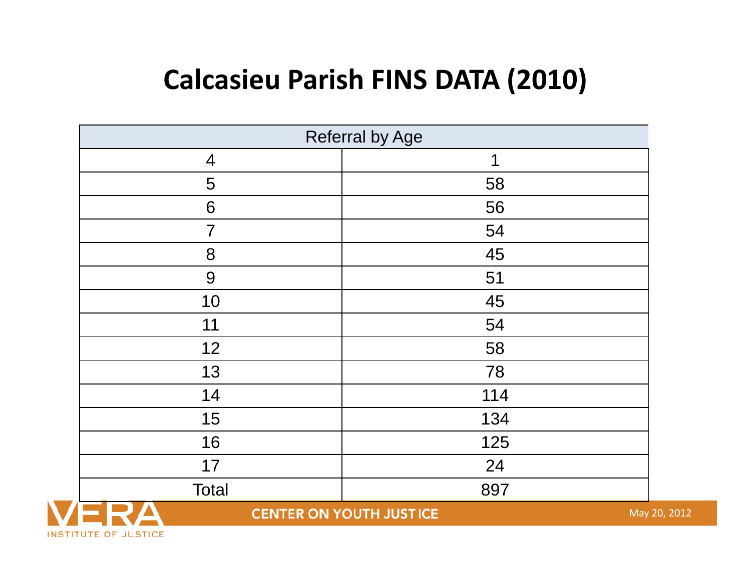# Calcasieu Parish FINS DATA (2010)

| Referral by Age | |
|---|---|
| 4 | 1 |
| 5 | 58 |
| 6 | 56 |
| 7 | 54 |
| 8 | 45 |
| 9 | 51 |
| 10 | 45 |
| 11 | 54 |
| 12 | 58 |
| 13 | 78 |
| 14 | 114 |
| 15 | 134 |
| 16 | 125 |
| 17 | 24 |
| Total | 897 |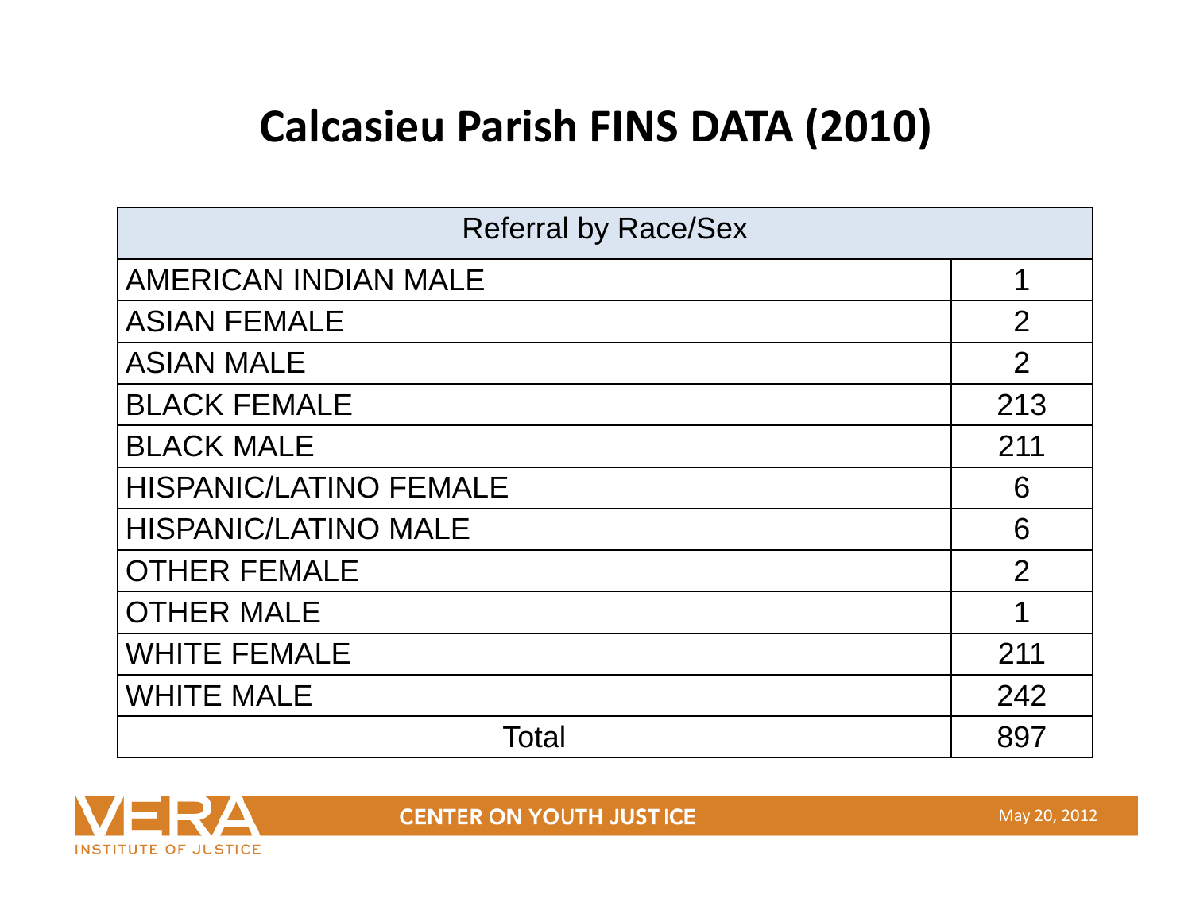# Calcasieu Parish FINS DATA (2010)

| Referral by Race/Sex | |
|---|---|
| AMERICAN INDIAN MALE | 1 |
| ASIAN FEMALE | 2 |
| ASIAN MALE | 2 |
| BLACK FEMALE | 213 |
| BLACK MALE | 211 |
| HISPANIC/LATINO FEMALE | 6 |
| HISPANIC/LATINO MALE | 6 |
| OTHER FEMALE | 2 |
| OTHER MALE | 1 |
| WHITE FEMALE | 211 |
| WHITE MALE | 242 |
| Total | 897 |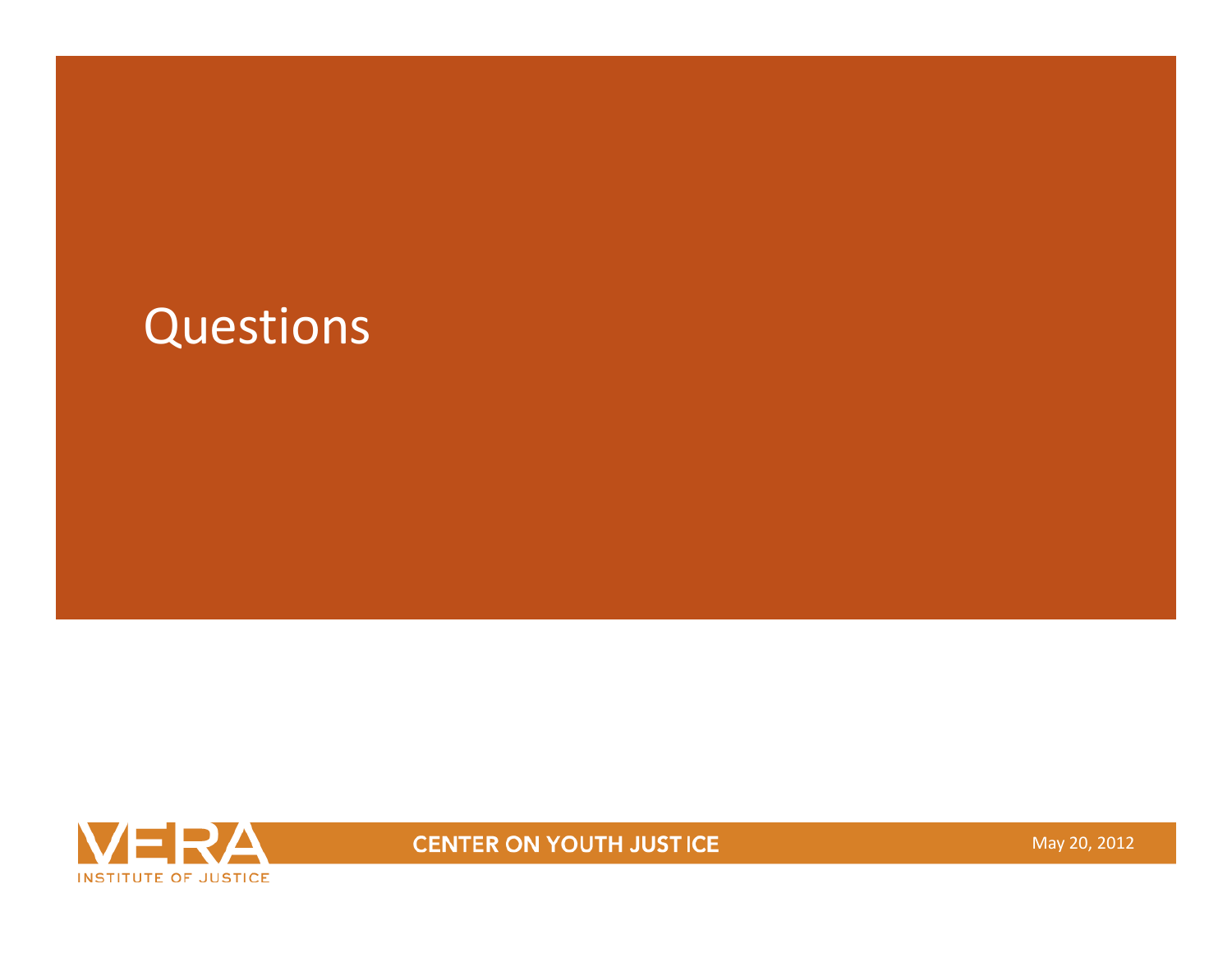# Questions